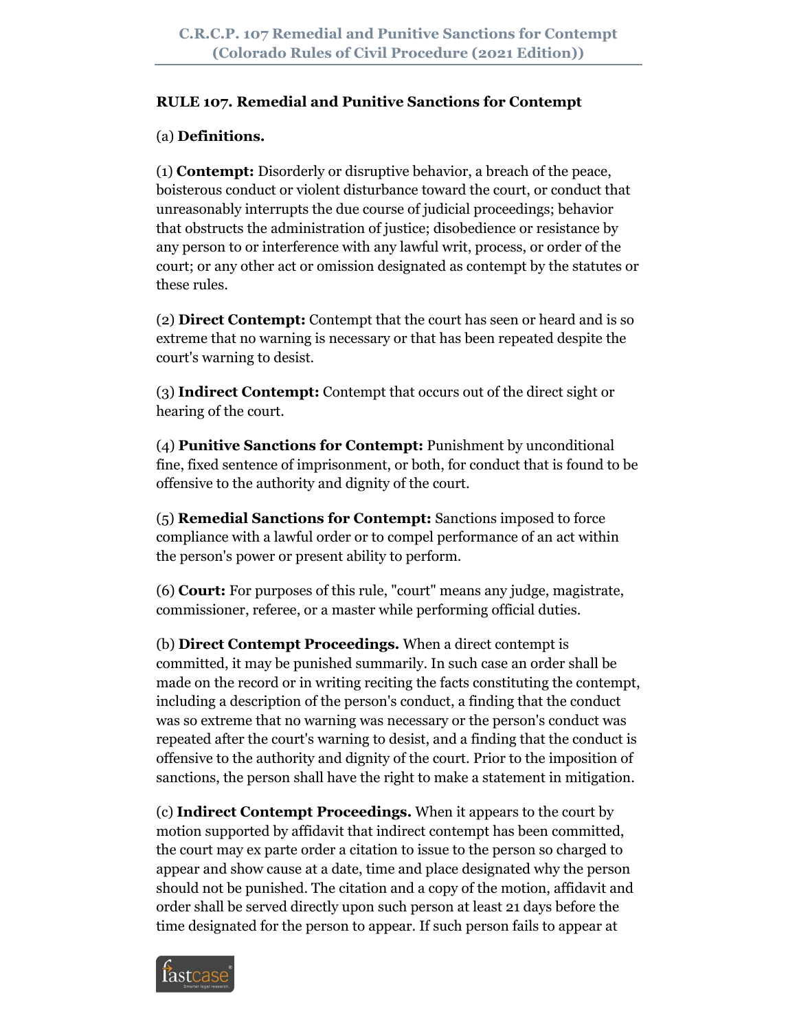# RULE 107. Remedial and Punitive Sanctions for Contempt

(a) **Definitions.**

(1) **Contempt:** Disorderly or disruptive behavior, a breach of the peace, boisterous conduct or violent disturbance toward the court, or conduct that unreasonably interrupts the due course of judicial proceedings; behavior that obstructs the administration of justice; disobedience or resistance by any person to or interference with any lawful writ, process, or order of the court; or any other act or omission designated as contempt by the statutes or these rules.

(2) **Direct Contempt:** Contempt that the court has seen or heard and is so extreme that no warning is necessary or that has been repeated despite the court's warning to desist.

(3) **Indirect Contempt:** Contempt that occurs out of the direct sight or hearing of the court.

(4) **Punitive Sanctions for Contempt:** Punishment by unconditional fine, fixed sentence of imprisonment, or both, for conduct that is found to be offensive to the authority and dignity of the court.

(5) **Remedial Sanctions for Contempt:** Sanctions imposed to force compliance with a lawful order or to compel performance of an act within the person's power or present ability to perform.

(6) **Court:** For purposes of this rule, "court" means any judge, magistrate, commissioner, referee, or a master while performing official duties.

(b) **Direct Contempt Proceedings.** When a direct contempt is committed, it may be punished summarily. In such case an order shall be made on the record or in writing reciting the facts constituting the contempt, including a description of the person's conduct, a finding that the conduct was so extreme that no warning was necessary or the person's conduct was repeated after the court's warning to desist, and a finding that the conduct is offensive to the authority and dignity of the court. Prior to the imposition of sanctions, the person shall have the right to make a statement in mitigation.

(c) **Indirect Contempt Proceedings.** When it appears to the court by motion supported by affidavit that indirect contempt has been committed, the court may ex parte order a citation to issue to the person so charged to appear and show cause at a date, time and place designated why the person should not be punished. The citation and a copy of the motion, affidavit and order shall be served directly upon such person at least 21 days before the time designated for the person to appear. If such person fails to appear at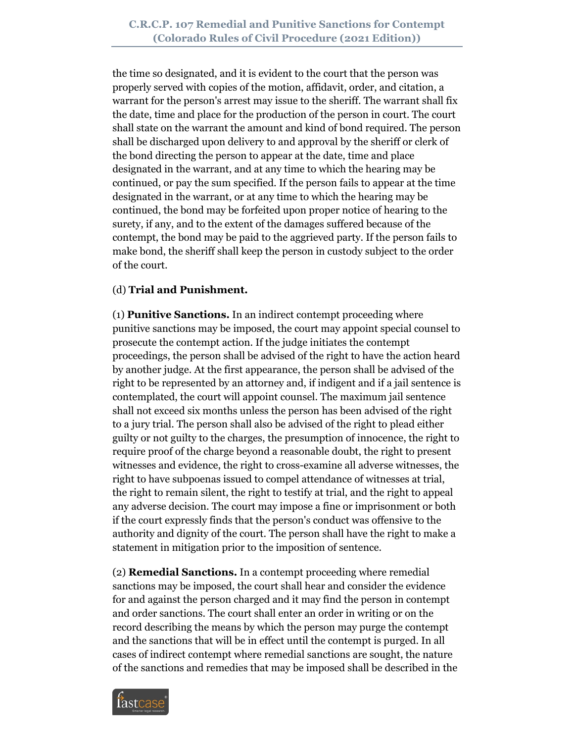the time so designated, and it is evident to the court that the person was properly served with copies of the motion, affidavit, order, and citation, a warrant for the person's arrest may issue to the sheriff. The warrant shall fix the date, time and place for the production of the person in court. The court shall state on the warrant the amount and kind of bond required. The person shall be discharged upon delivery to and approval by the sheriff or clerk of the bond directing the person to appear at the date, time and place designated in the warrant, and at any time to which the hearing may be continued, or pay the sum specified. If the person fails to appear at the time designated in the warrant, or at any time to which the hearing may be continued, the bond may be forfeited upon proper notice of hearing to the surety, if any, and to the extent of the damages suffered because of the contempt, the bond may be paid to the aggrieved party. If the person fails to make bond, the sheriff shall keep the person in custody subject to the order of the court.

(d) **Trial and Punishment.**

(1) **Punitive Sanctions.** In an indirect contempt proceeding where punitive sanctions may be imposed, the court may appoint special counsel to prosecute the contempt action. If the judge initiates the contempt proceedings, the person shall be advised of the right to have the action heard by another judge. At the first appearance, the person shall be advised of the right to be represented by an attorney and, if indigent and if a jail sentence is contemplated, the court will appoint counsel. The maximum jail sentence shall not exceed six months unless the person has been advised of the right to a jury trial. The person shall also be advised of the right to plead either guilty or not guilty to the charges, the presumption of innocence, the right to require proof of the charge beyond a reasonable doubt, the right to present witnesses and evidence, the right to cross-examine all adverse witnesses, the right to have subpoenas issued to compel attendance of witnesses at trial, the right to remain silent, the right to testify at trial, and the right to appeal any adverse decision. The court may impose a fine or imprisonment or both if the court expressly finds that the person's conduct was offensive to the authority and dignity of the court. The person shall have the right to make a statement in mitigation prior to the imposition of sentence.

(2) **Remedial Sanctions.** In a contempt proceeding where remedial sanctions may be imposed, the court shall hear and consider the evidence for and against the person charged and it may find the person in contempt and order sanctions. The court shall enter an order in writing or on the record describing the means by which the person may purge the contempt and the sanctions that will be in effect until the contempt is purged. In all cases of indirect contempt where remedial sanctions are sought, the nature of the sanctions and remedies that may be imposed shall be described in the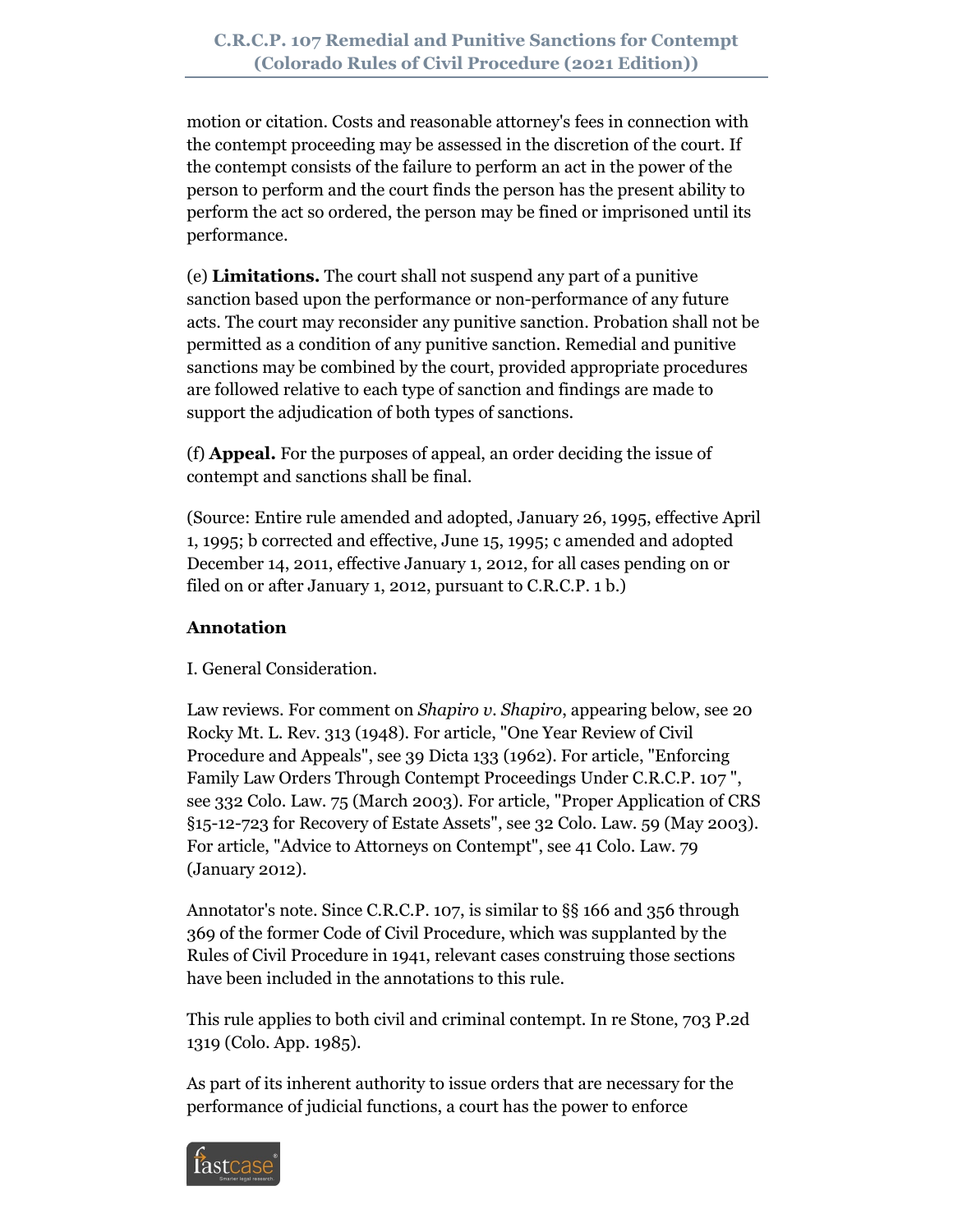motion or citation. Costs and reasonable attorney's fees in connection with the contempt proceeding may be assessed in the discretion of the court. If the contempt consists of the failure to perform an act in the power of the person to perform and the court finds the person has the present ability to perform the act so ordered, the person may be fined or imprisoned until its performance.

(e) **Limitations.** The court shall not suspend any part of a punitive sanction based upon the performance or non-performance of any future acts. The court may reconsider any punitive sanction. Probation shall not be permitted as a condition of any punitive sanction. Remedial and punitive sanctions may be combined by the court, provided appropriate procedures are followed relative to each type of sanction and findings are made to support the adjudication of both types of sanctions.

(f) **Appeal.** For the purposes of appeal, an order deciding the issue of contempt and sanctions shall be final.

(Source: Entire rule amended and adopted, January 26, 1995, effective April 1, 1995; b corrected and effective, June 15, 1995; c amended and adopted December 14, 2011, effective January 1, 2012, for all cases pending on or filed on or after January 1, 2012, pursuant to C.R.C.P. 1 b.)

**Annotation**

I. General Consideration.

Law reviews. For comment on *Shapiro v. Shapiro*, appearing below, see 20 Rocky Mt. L. Rev. 313 (1948). For article, "One Year Review of Civil Procedure and Appeals", see 39 Dicta 133 (1962). For article, "Enforcing Family Law Orders Through Contempt Proceedings Under C.R.C.P. 107 ", see 332 Colo. Law. 75 (March 2003). For article, "Proper Application of CRS §15-12-723 for Recovery of Estate Assets", see 32 Colo. Law. 59 (May 2003). For article, "Advice to Attorneys on Contempt", see 41 Colo. Law. 79 (January 2012).

Annotator's note. Since C.R.C.P. 107, is similar to §§ 166 and 356 through 369 of the former Code of Civil Procedure, which was supplanted by the Rules of Civil Procedure in 1941, relevant cases construing those sections have been included in the annotations to this rule.

This rule applies to both civil and criminal contempt. In re Stone, 703 P.2d 1319 (Colo. App. 1985).

As part of its inherent authority to issue orders that are necessary for the performance of judicial functions, a court has the power to enforce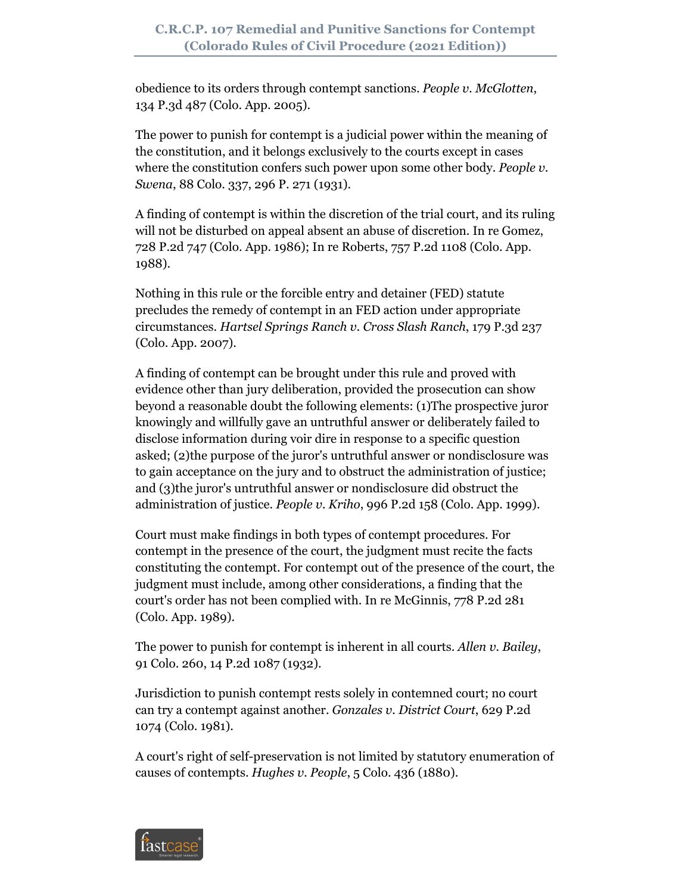obedience to its orders through contempt sanctions. *People v. McGlotten*, 134 P.3d 487 (Colo. App. 2005).

The power to punish for contempt is a judicial power within the meaning of the constitution, and it belongs exclusively to the courts except in cases where the constitution confers such power upon some other body. *People v. Swena*, 88 Colo. 337, 296 P. 271 (1931).

A finding of contempt is within the discretion of the trial court, and its ruling will not be disturbed on appeal absent an abuse of discretion. In re Gomez, 728 P.2d 747 (Colo. App. 1986); In re Roberts, 757 P.2d 1108 (Colo. App. 1988).

Nothing in this rule or the forcible entry and detainer (FED) statute precludes the remedy of contempt in an FED action under appropriate circumstances. *Hartsel Springs Ranch v. Cross Slash Ranch*, 179 P.3d 237 (Colo. App. 2007).

A finding of contempt can be brought under this rule and proved with evidence other than jury deliberation, provided the prosecution can show beyond a reasonable doubt the following elements: (1)The prospective juror knowingly and willfully gave an untruthful answer or deliberately failed to disclose information during voir dire in response to a specific question asked; (2)the purpose of the juror's untruthful answer or nondisclosure was to gain acceptance on the jury and to obstruct the administration of justice; and (3)the juror's untruthful answer or nondisclosure did obstruct the administration of justice. *People v. Kriho*, 996 P.2d 158 (Colo. App. 1999).

Court must make findings in both types of contempt procedures. For contempt in the presence of the court, the judgment must recite the facts constituting the contempt. For contempt out of the presence of the court, the judgment must include, among other considerations, a finding that the court's order has not been complied with. In re McGinnis, 778 P.2d 281 (Colo. App. 1989).

The power to punish for contempt is inherent in all courts. *Allen v. Bailey*, 91 Colo. 260, 14 P.2d 1087 (1932).

Jurisdiction to punish contempt rests solely in contemned court; no court can try a contempt against another. *Gonzales v. District Court*, 629 P.2d 1074 (Colo. 1981).

A court's right of self-preservation is not limited by statutory enumeration of causes of contempts. *Hughes v. People*, 5 Colo. 436 (1880).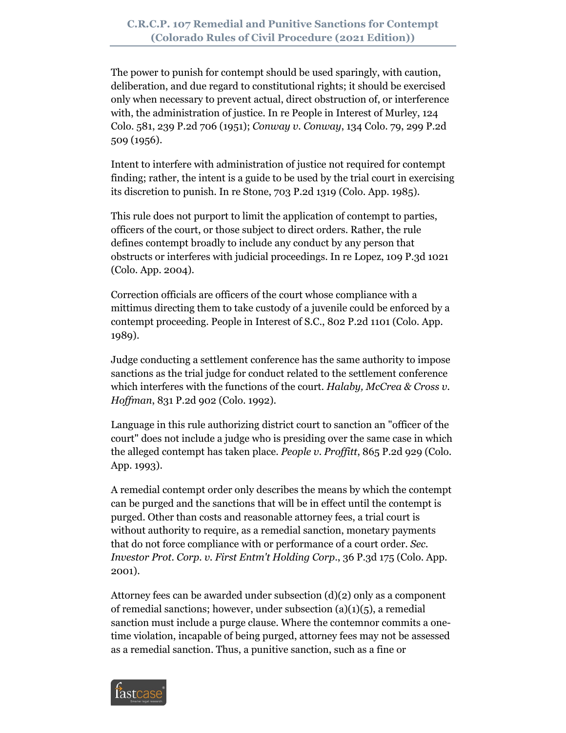The power to punish for contempt should be used sparingly, with caution, deliberation, and due regard to constitutional rights; it should be exercised only when necessary to prevent actual, direct obstruction of, or interference with, the administration of justice. In re People in Interest of Murley, 124 Colo. 581, 239 P.2d 706 (1951); *Conway v. Conway*, 134 Colo. 79, 299 P.2d 509 (1956).

Intent to interfere with administration of justice not required for contempt finding; rather, the intent is a guide to be used by the trial court in exercising its discretion to punish. In re Stone, 703 P.2d 1319 (Colo. App. 1985).

This rule does not purport to limit the application of contempt to parties, officers of the court, or those subject to direct orders. Rather, the rule defines contempt broadly to include any conduct by any person that obstructs or interferes with judicial proceedings. In re Lopez, 109 P.3d 1021 (Colo. App. 2004).

Correction officials are officers of the court whose compliance with a mittimus directing them to take custody of a juvenile could be enforced by a contempt proceeding. People in Interest of S.C., 802 P.2d 1101 (Colo. App. 1989).

Judge conducting a settlement conference has the same authority to impose sanctions as the trial judge for conduct related to the settlement conference which interferes with the functions of the court. *Halaby, McCrea & Cross v. Hoffman*, 831 P.2d 902 (Colo. 1992).

Language in this rule authorizing district court to sanction an "officer of the court" does not include a judge who is presiding over the same case in which the alleged contempt has taken place. *People v. Proffitt*, 865 P.2d 929 (Colo. App. 1993).

A remedial contempt order only describes the means by which the contempt can be purged and the sanctions that will be in effect until the contempt is purged. Other than costs and reasonable attorney fees, a trial court is without authority to require, as a remedial sanction, monetary payments that do not force compliance with or performance of a court order. *Sec. Investor Prot. Corp. v. First Entm't Holding Corp.*, 36 P.3d 175 (Colo. App. 2001).

Attorney fees can be awarded under subsection (d)(2) only as a component of remedial sanctions; however, under subsection (a)(1)(5), a remedial sanction must include a purge clause. Where the contemnor commits a one-time violation, incapable of being purged, attorney fees may not be assessed as a remedial sanction. Thus, a punitive sanction, such as a fine or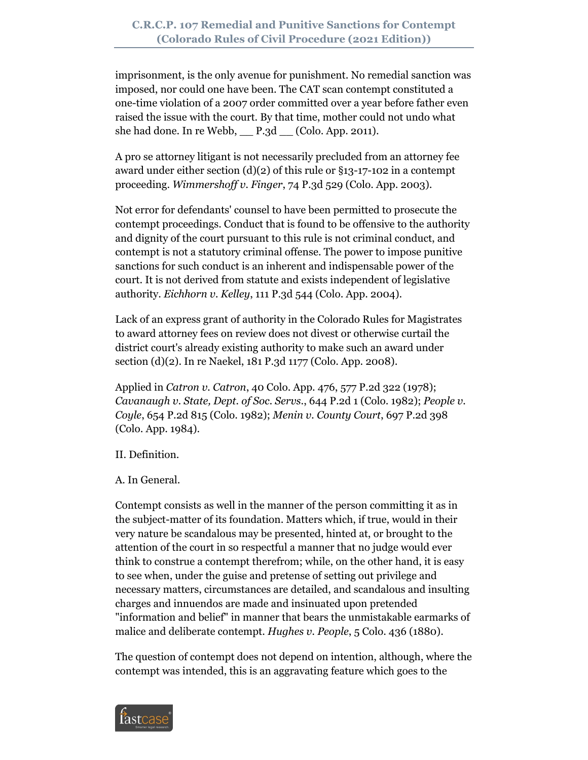imprisonment, is the only avenue for punishment. No remedial sanction was imposed, nor could one have been. The CAT scan contempt constituted a one-time violation of a 2007 order committed over a year before father even raised the issue with the court. By that time, mother could not undo what she had done. In re Webb, __ P.3d __ (Colo. App. 2011).

A pro se attorney litigant is not necessarily precluded from an attorney fee award under either section (d)(2) of this rule or §13-17-102 in a contempt proceeding. *Wimmershoff v. Finger*, 74 P.3d 529 (Colo. App. 2003).

Not error for defendants' counsel to have been permitted to prosecute the contempt proceedings. Conduct that is found to be offensive to the authority and dignity of the court pursuant to this rule is not criminal conduct, and contempt is not a statutory criminal offense. The power to impose punitive sanctions for such conduct is an inherent and indispensable power of the court. It is not derived from statute and exists independent of legislative authority. *Eichhorn v. Kelley*, 111 P.3d 544 (Colo. App. 2004).

Lack of an express grant of authority in the Colorado Rules for Magistrates to award attorney fees on review does not divest or otherwise curtail the district court's already existing authority to make such an award under section (d)(2). In re Naekel, 181 P.3d 1177 (Colo. App. 2008).

Applied in *Catron v. Catron*, 40 Colo. App. 476, 577 P.2d 322 (1978); *Cavanaugh v. State, Dept. of Soc. Servs.*, 644 P.2d 1 (Colo. 1982); *People v. Coyle*, 654 P.2d 815 (Colo. 1982); *Menin v. County Court*, 697 P.2d 398 (Colo. App. 1984).

II. Definition.

A. In General.

Contempt consists as well in the manner of the person committing it as in the subject-matter of its foundation. Matters which, if true, would in their very nature be scandalous may be presented, hinted at, or brought to the attention of the court in so respectful a manner that no judge would ever think to construe a contempt therefrom; while, on the other hand, it is easy to see when, under the guise and pretense of setting out privilege and necessary matters, circumstances are detailed, and scandalous and insulting charges and innuendos are made and insinuated upon pretended "information and belief" in manner that bears the unmistakable earmarks of malice and deliberate contempt. *Hughes v. People*, 5 Colo. 436 (1880).

The question of contempt does not depend on intention, although, where the contempt was intended, this is an aggravating feature which goes to the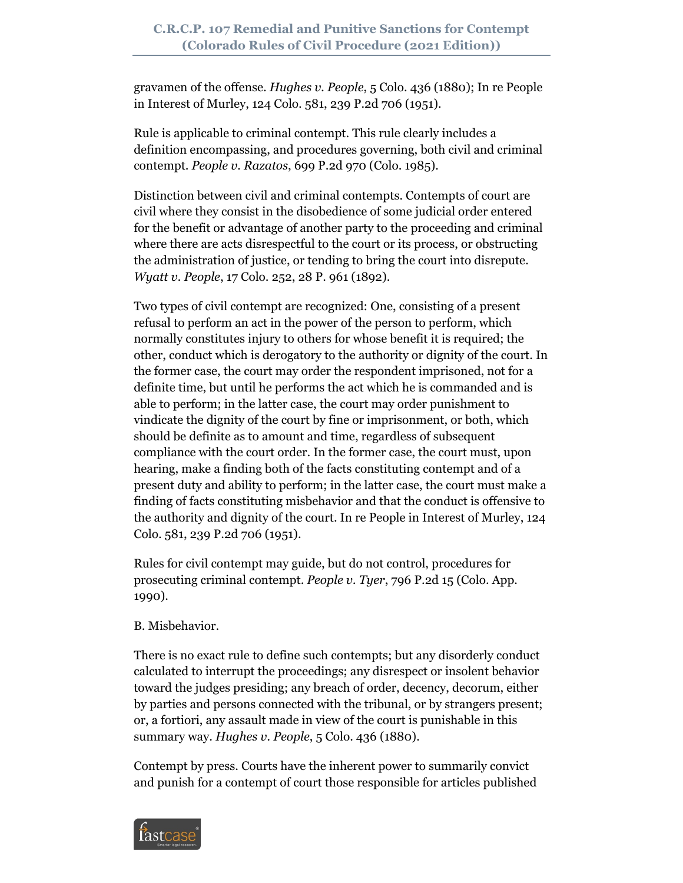gravamen of the offense. *Hughes v. People*, 5 Colo. 436 (1880); In re People in Interest of Murley, 124 Colo. 581, 239 P.2d 706 (1951).

Rule is applicable to criminal contempt. This rule clearly includes a definition encompassing, and procedures governing, both civil and criminal contempt. *People v. Razatos*, 699 P.2d 970 (Colo. 1985).

Distinction between civil and criminal contempts. Contempts of court are civil where they consist in the disobedience of some judicial order entered for the benefit or advantage of another party to the proceeding and criminal where there are acts disrespectful to the court or its process, or obstructing the administration of justice, or tending to bring the court into disrepute. *Wyatt v. People*, 17 Colo. 252, 28 P. 961 (1892).

Two types of civil contempt are recognized: One, consisting of a present refusal to perform an act in the power of the person to perform, which normally constitutes injury to others for whose benefit it is required; the other, conduct which is derogatory to the authority or dignity of the court. In the former case, the court may order the respondent imprisoned, not for a definite time, but until he performs the act which he is commanded and is able to perform; in the latter case, the court may order punishment to vindicate the dignity of the court by fine or imprisonment, or both, which should be definite as to amount and time, regardless of subsequent compliance with the court order. In the former case, the court must, upon hearing, make a finding both of the facts constituting contempt and of a present duty and ability to perform; in the latter case, the court must make a finding of facts constituting misbehavior and that the conduct is offensive to the authority and dignity of the court. In re People in Interest of Murley, 124 Colo. 581, 239 P.2d 706 (1951).

Rules for civil contempt may guide, but do not control, procedures for prosecuting criminal contempt. *People v. Tyer*, 796 P.2d 15 (Colo. App. 1990).

B. Misbehavior.

There is no exact rule to define such contempts; but any disorderly conduct calculated to interrupt the proceedings; any disrespect or insolent behavior toward the judges presiding; any breach of order, decency, decorum, either by parties and persons connected with the tribunal, or by strangers present; or, a fortiori, any assault made in view of the court is punishable in this summary way. *Hughes v. People*, 5 Colo. 436 (1880).

Contempt by press. Courts have the inherent power to summarily convict and punish for a contempt of court those responsible for articles published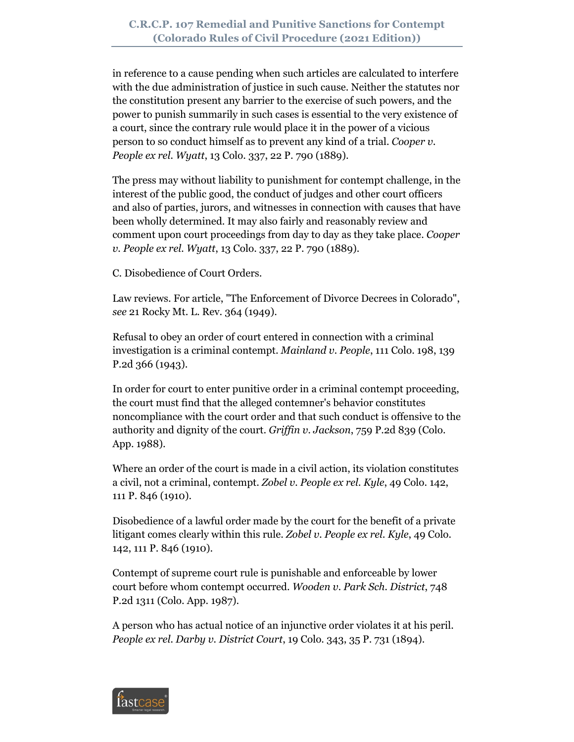in reference to a cause pending when such articles are calculated to interfere with the due administration of justice in such cause. Neither the statutes nor the constitution present any barrier to the exercise of such powers, and the power to punish summarily in such cases is essential to the very existence of a court, since the contrary rule would place it in the power of a vicious person to so conduct himself as to prevent any kind of a trial. *Cooper v. People ex rel. Wyatt*, 13 Colo. 337, 22 P. 790 (1889).

The press may without liability to punishment for contempt challenge, in the interest of the public good, the conduct of judges and other court officers and also of parties, jurors, and witnesses in connection with causes that have been wholly determined. It may also fairly and reasonably review and comment upon court proceedings from day to day as they take place. *Cooper v. People ex rel. Wyatt*, 13 Colo. 337, 22 P. 790 (1889).

C. Disobedience of Court Orders.

Law reviews. For article, "The Enforcement of Divorce Decrees in Colorado", *see* 21 Rocky Mt. L. Rev. 364 (1949).

Refusal to obey an order of court entered in connection with a criminal investigation is a criminal contempt. *Mainland v. People*, 111 Colo. 198, 139 P.2d 366 (1943).

In order for court to enter punitive order in a criminal contempt proceeding, the court must find that the alleged contemner's behavior constitutes noncompliance with the court order and that such conduct is offensive to the authority and dignity of the court. *Griffin v. Jackson*, 759 P.2d 839 (Colo. App. 1988).

Where an order of the court is made in a civil action, its violation constitutes a civil, not a criminal, contempt. *Zobel v. People ex rel. Kyle*, 49 Colo. 142, 111 P. 846 (1910).

Disobedience of a lawful order made by the court for the benefit of a private litigant comes clearly within this rule. *Zobel v. People ex rel. Kyle*, 49 Colo. 142, 111 P. 846 (1910).

Contempt of supreme court rule is punishable and enforceable by lower court before whom contempt occurred. *Wooden v. Park Sch. District*, 748 P.2d 1311 (Colo. App. 1987).

A person who has actual notice of an injunctive order violates it at his peril. *People ex rel. Darby v. District Court*, 19 Colo. 343, 35 P. 731 (1894).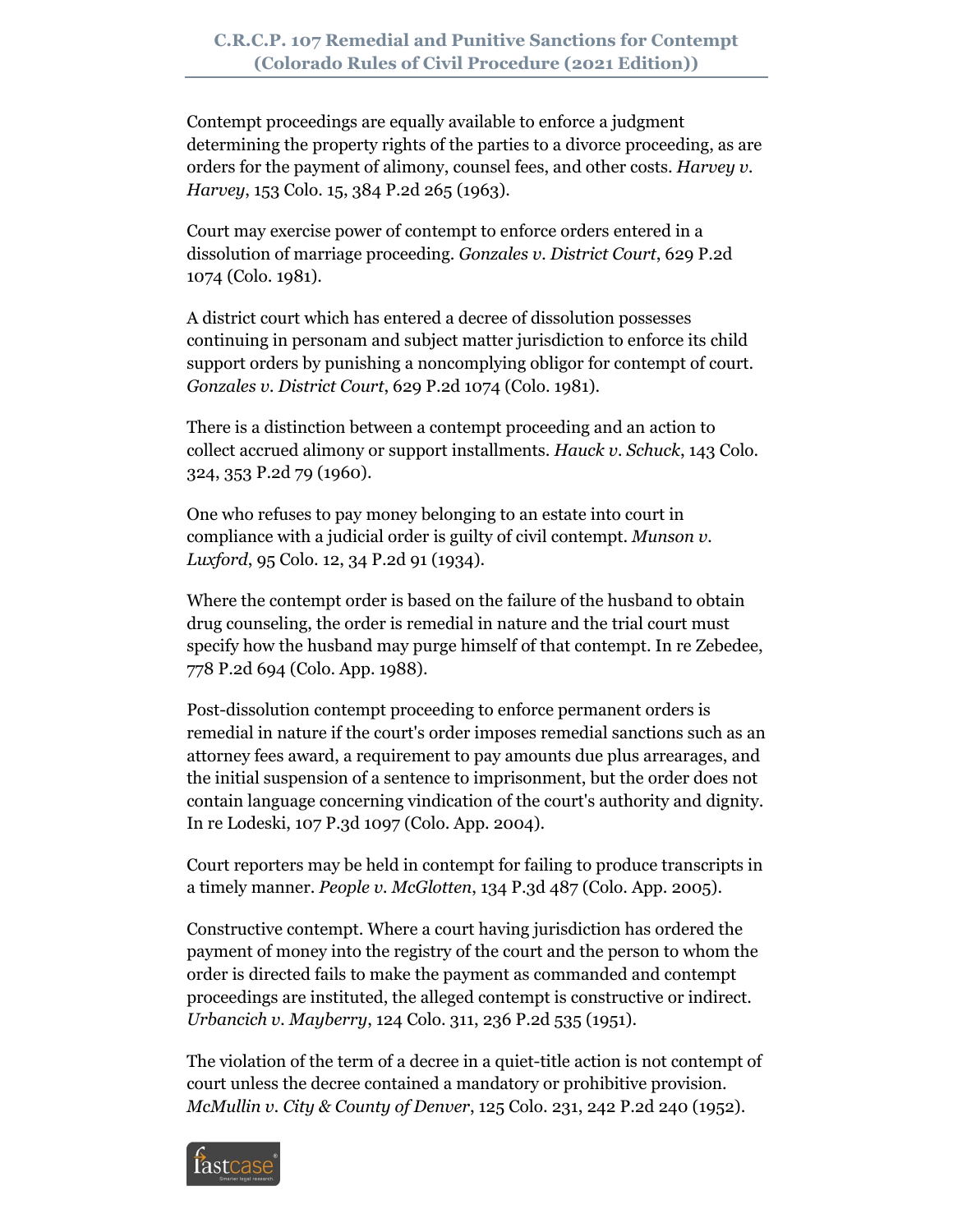Contempt proceedings are equally available to enforce a judgment determining the property rights of the parties to a divorce proceeding, as are orders for the payment of alimony, counsel fees, and other costs. *Harvey v. Harvey*, 153 Colo. 15, 384 P.2d 265 (1963).

Court may exercise power of contempt to enforce orders entered in a dissolution of marriage proceeding. *Gonzales v. District Court*, 629 P.2d 1074 (Colo. 1981).

A district court which has entered a decree of dissolution possesses continuing in personam and subject matter jurisdiction to enforce its child support orders by punishing a noncomplying obligor for contempt of court. *Gonzales v. District Court*, 629 P.2d 1074 (Colo. 1981).

There is a distinction between a contempt proceeding and an action to collect accrued alimony or support installments. *Hauck v. Schuck*, 143 Colo. 324, 353 P.2d 79 (1960).

One who refuses to pay money belonging to an estate into court in compliance with a judicial order is guilty of civil contempt. *Munson v. Luxford*, 95 Colo. 12, 34 P.2d 91 (1934).

Where the contempt order is based on the failure of the husband to obtain drug counseling, the order is remedial in nature and the trial court must specify how the husband may purge himself of that contempt. In re Zebedee, 778 P.2d 694 (Colo. App. 1988).

Post-dissolution contempt proceeding to enforce permanent orders is remedial in nature if the court's order imposes remedial sanctions such as an attorney fees award, a requirement to pay amounts due plus arrearages, and the initial suspension of a sentence to imprisonment, but the order does not contain language concerning vindication of the court's authority and dignity. In re Lodeski, 107 P.3d 1097 (Colo. App. 2004).

Court reporters may be held in contempt for failing to produce transcripts in a timely manner. *People v. McGlotten*, 134 P.3d 487 (Colo. App. 2005).

Constructive contempt. Where a court having jurisdiction has ordered the payment of money into the registry of the court and the person to whom the order is directed fails to make the payment as commanded and contempt proceedings are instituted, the alleged contempt is constructive or indirect. *Urbancich v. Mayberry*, 124 Colo. 311, 236 P.2d 535 (1951).

The violation of the term of a decree in a quiet-title action is not contempt of court unless the decree contained a mandatory or prohibitive provision. *McMullin v. City & County of Denver*, 125 Colo. 231, 242 P.2d 240 (1952).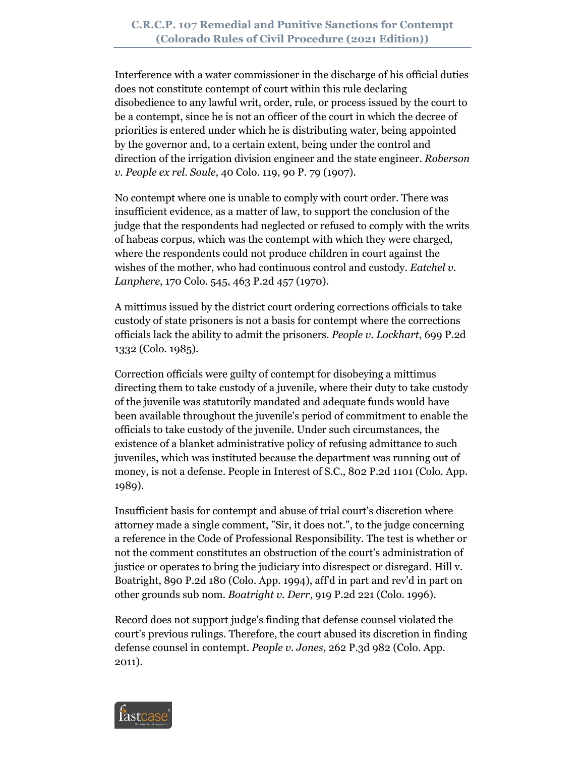Interference with a water commissioner in the discharge of his official duties does not constitute contempt of court within this rule declaring disobedience to any lawful writ, order, rule, or process issued by the court to be a contempt, since he is not an officer of the court in which the decree of priorities is entered under which he is distributing water, being appointed by the governor and, to a certain extent, being under the control and direction of the irrigation division engineer and the state engineer. *Roberson v. People ex rel. Soule*, 40 Colo. 119, 90 P. 79 (1907).

No contempt where one is unable to comply with court order. There was insufficient evidence, as a matter of law, to support the conclusion of the judge that the respondents had neglected or refused to comply with the writs of habeas corpus, which was the contempt with which they were charged, where the respondents could not produce children in court against the wishes of the mother, who had continuous control and custody. *Eatchel v. Lanphere*, 170 Colo. 545, 463 P.2d 457 (1970).

A mittimus issued by the district court ordering corrections officials to take custody of state prisoners is not a basis for contempt where the corrections officials lack the ability to admit the prisoners. *People v. Lockhart*, 699 P.2d 1332 (Colo. 1985).

Correction officials were guilty of contempt for disobeying a mittimus directing them to take custody of a juvenile, where their duty to take custody of the juvenile was statutorily mandated and adequate funds would have been available throughout the juvenile's period of commitment to enable the officials to take custody of the juvenile. Under such circumstances, the existence of a blanket administrative policy of refusing admittance to such juveniles, which was instituted because the department was running out of money, is not a defense. People in Interest of S.C., 802 P.2d 1101 (Colo. App. 1989).

Insufficient basis for contempt and abuse of trial court's discretion where attorney made a single comment, "Sir, it does not.", to the judge concerning a reference in the Code of Professional Responsibility. The test is whether or not the comment constitutes an obstruction of the court's administration of justice or operates to bring the judiciary into disrespect or disregard. Hill v. Boatright, 890 P.2d 180 (Colo. App. 1994), aff'd in part and rev'd in part on other grounds sub nom. *Boatright v. Derr*, 919 P.2d 221 (Colo. 1996).

Record does not support judge's finding that defense counsel violated the court's previous rulings. Therefore, the court abused its discretion in finding defense counsel in contempt. *People v. Jones*, 262 P.3d 982 (Colo. App. 2011).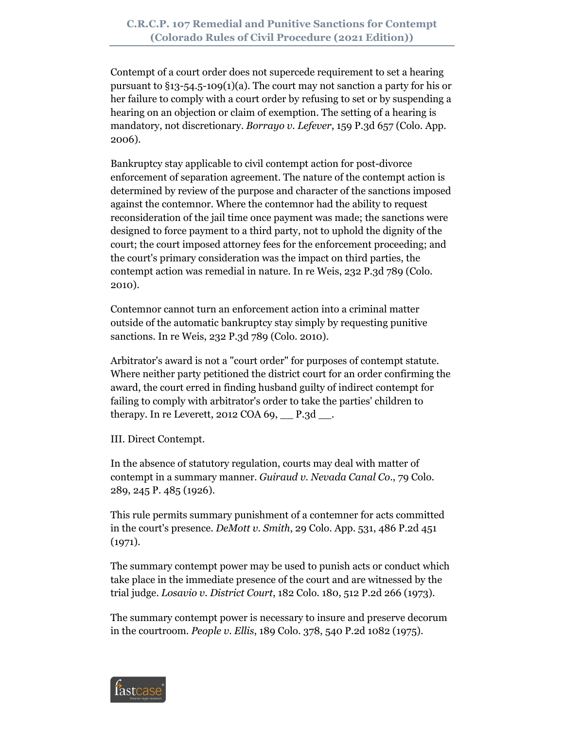Contempt of a court order does not supercede requirement to set a hearing pursuant to §13-54.5-109(1)(a). The court may not sanction a party for his or her failure to comply with a court order by refusing to set or by suspending a hearing on an objection or claim of exemption. The setting of a hearing is mandatory, not discretionary. *Borrayo v. Lefever*, 159 P.3d 657 (Colo. App. 2006).

Bankruptcy stay applicable to civil contempt action for post-divorce enforcement of separation agreement. The nature of the contempt action is determined by review of the purpose and character of the sanctions imposed against the contemnor. Where the contemnor had the ability to request reconsideration of the jail time once payment was made; the sanctions were designed to force payment to a third party, not to uphold the dignity of the court; the court imposed attorney fees for the enforcement proceeding; and the court's primary consideration was the impact on third parties, the contempt action was remedial in nature. In re Weis, 232 P.3d 789 (Colo. 2010).

Contemnor cannot turn an enforcement action into a criminal matter outside of the automatic bankruptcy stay simply by requesting punitive sanctions. In re Weis, 232 P.3d 789 (Colo. 2010).

Arbitrator's award is not a "court order" for purposes of contempt statute. Where neither party petitioned the district court for an order confirming the award, the court erred in finding husband guilty of indirect contempt for failing to comply with arbitrator's order to take the parties' children to therapy. In re Leverett, 2012 COA 69, __ P.3d __.

III. Direct Contempt.

In the absence of statutory regulation, courts may deal with matter of contempt in a summary manner. *Guiraud v. Nevada Canal Co*., 79 Colo. 289, 245 P. 485 (1926).

This rule permits summary punishment of a contemner for acts committed in the court's presence. *DeMott v. Smith*, 29 Colo. App. 531, 486 P.2d 451 (1971).

The summary contempt power may be used to punish acts or conduct which take place in the immediate presence of the court and are witnessed by the trial judge. *Losavio v. District Court*, 182 Colo. 180, 512 P.2d 266 (1973).

The summary contempt power is necessary to insure and preserve decorum in the courtroom. *People v. Ellis*, 189 Colo. 378, 540 P.2d 1082 (1975).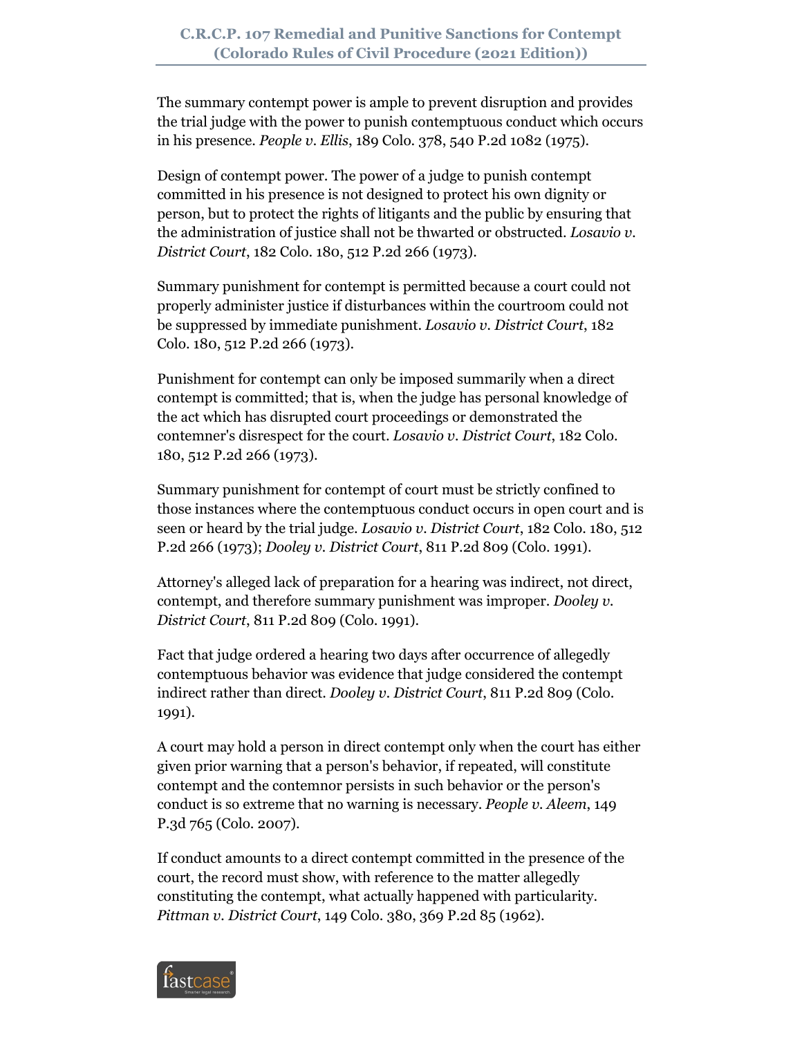The summary contempt power is ample to prevent disruption and provides the trial judge with the power to punish contemptuous conduct which occurs in his presence. *People v. Ellis*, 189 Colo. 378, 540 P.2d 1082 (1975).

Design of contempt power. The power of a judge to punish contempt committed in his presence is not designed to protect his own dignity or person, but to protect the rights of litigants and the public by ensuring that the administration of justice shall not be thwarted or obstructed. *Losavio v. District Court*, 182 Colo. 180, 512 P.2d 266 (1973).

Summary punishment for contempt is permitted because a court could not properly administer justice if disturbances within the courtroom could not be suppressed by immediate punishment. *Losavio v. District Court*, 182 Colo. 180, 512 P.2d 266 (1973).

Punishment for contempt can only be imposed summarily when a direct contempt is committed; that is, when the judge has personal knowledge of the act which has disrupted court proceedings or demonstrated the contemner's disrespect for the court. *Losavio v. District Court*, 182 Colo. 180, 512 P.2d 266 (1973).

Summary punishment for contempt of court must be strictly confined to those instances where the contemptuous conduct occurs in open court and is seen or heard by the trial judge. *Losavio v. District Court*, 182 Colo. 180, 512 P.2d 266 (1973); *Dooley v. District Court*, 811 P.2d 809 (Colo. 1991).

Attorney's alleged lack of preparation for a hearing was indirect, not direct, contempt, and therefore summary punishment was improper. *Dooley v. District Court*, 811 P.2d 809 (Colo. 1991).

Fact that judge ordered a hearing two days after occurrence of allegedly contemptuous behavior was evidence that judge considered the contempt indirect rather than direct. *Dooley v. District Court*, 811 P.2d 809 (Colo. 1991).

A court may hold a person in direct contempt only when the court has either given prior warning that a person's behavior, if repeated, will constitute contempt and the contemnor persists in such behavior or the person's conduct is so extreme that no warning is necessary. *People v. Aleem*, 149 P.3d 765 (Colo. 2007).

If conduct amounts to a direct contempt committed in the presence of the court, the record must show, with reference to the matter allegedly constituting the contempt, what actually happened with particularity. *Pittman v. District Court*, 149 Colo. 380, 369 P.2d 85 (1962).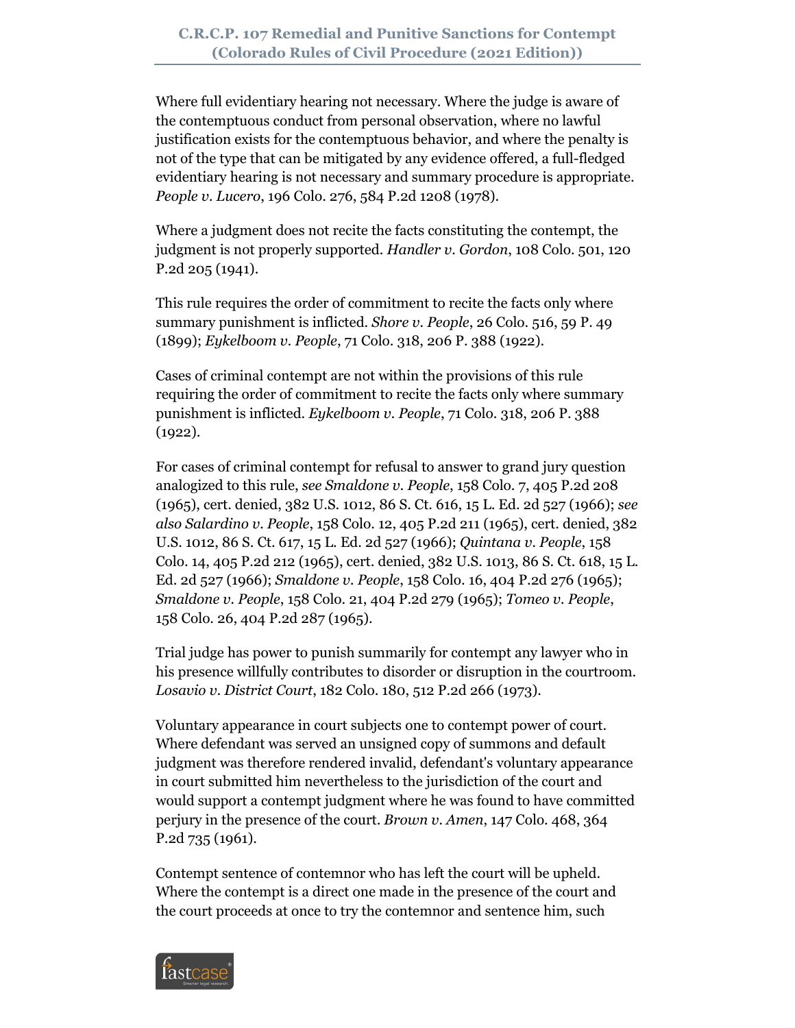Where full evidentiary hearing not necessary. Where the judge is aware of the contemptuous conduct from personal observation, where no lawful justification exists for the contemptuous behavior, and where the penalty is not of the type that can be mitigated by any evidence offered, a full-fledged evidentiary hearing is not necessary and summary procedure is appropriate. *People v. Lucero*, 196 Colo. 276, 584 P.2d 1208 (1978).

Where a judgment does not recite the facts constituting the contempt, the judgment is not properly supported. *Handler v. Gordon*, 108 Colo. 501, 120 P.2d 205 (1941).

This rule requires the order of commitment to recite the facts only where summary punishment is inflicted. *Shore v. People*, 26 Colo. 516, 59 P. 49 (1899); *Eykelboom v. People*, 71 Colo. 318, 206 P. 388 (1922).

Cases of criminal contempt are not within the provisions of this rule requiring the order of commitment to recite the facts only where summary punishment is inflicted. *Eykelboom v. People*, 71 Colo. 318, 206 P. 388 (1922).

For cases of criminal contempt for refusal to answer to grand jury question analogized to this rule, *see Smaldone v. People*, 158 Colo. 7, 405 P.2d 208 (1965), cert. denied, 382 U.S. 1012, 86 S. Ct. 616, 15 L. Ed. 2d 527 (1966); *see also Salardino v. People*, 158 Colo. 12, 405 P.2d 211 (1965), cert. denied, 382 U.S. 1012, 86 S. Ct. 617, 15 L. Ed. 2d 527 (1966); *Quintana v. People*, 158 Colo. 14, 405 P.2d 212 (1965), cert. denied, 382 U.S. 1013, 86 S. Ct. 618, 15 L. Ed. 2d 527 (1966); *Smaldone v. People*, 158 Colo. 16, 404 P.2d 276 (1965); *Smaldone v. People*, 158 Colo. 21, 404 P.2d 279 (1965); *Tomeo v. People*, 158 Colo. 26, 404 P.2d 287 (1965).

Trial judge has power to punish summarily for contempt any lawyer who in his presence willfully contributes to disorder or disruption in the courtroom. *Losavio v. District Court*, 182 Colo. 180, 512 P.2d 266 (1973).

Voluntary appearance in court subjects one to contempt power of court. Where defendant was served an unsigned copy of summons and default judgment was therefore rendered invalid, defendant's voluntary appearance in court submitted him nevertheless to the jurisdiction of the court and would support a contempt judgment where he was found to have committed perjury in the presence of the court. *Brown v. Amen*, 147 Colo. 468, 364 P.2d 735 (1961).

Contempt sentence of contemnor who has left the court will be upheld. Where the contempt is a direct one made in the presence of the court and the court proceeds at once to try the contemnor and sentence him, such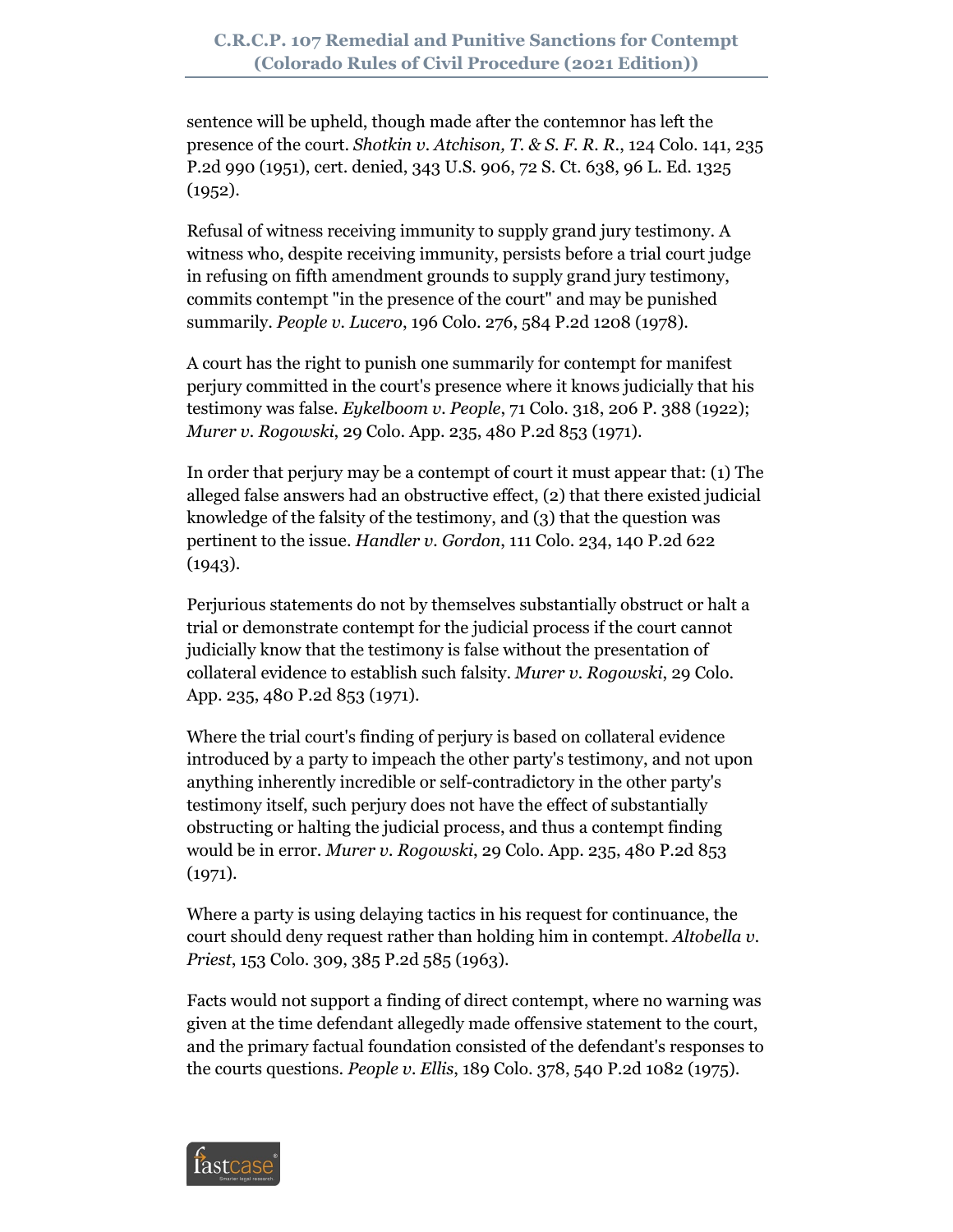sentence will be upheld, though made after the contemnor has left the presence of the court. *Shotkin v. Atchison, T. & S. F. R. R.*, 124 Colo. 141, 235 P.2d 990 (1951), cert. denied, 343 U.S. 906, 72 S. Ct. 638, 96 L. Ed. 1325 (1952).

Refusal of witness receiving immunity to supply grand jury testimony. A witness who, despite receiving immunity, persists before a trial court judge in refusing on fifth amendment grounds to supply grand jury testimony, commits contempt "in the presence of the court" and may be punished summarily. *People v. Lucero*, 196 Colo. 276, 584 P.2d 1208 (1978).

A court has the right to punish one summarily for contempt for manifest perjury committed in the court's presence where it knows judicially that his testimony was false. *Eykelboom v. People*, 71 Colo. 318, 206 P. 388 (1922); *Murer v. Rogowski*, 29 Colo. App. 235, 480 P.2d 853 (1971).

In order that perjury may be a contempt of court it must appear that: (1) The alleged false answers had an obstructive effect, (2) that there existed judicial knowledge of the falsity of the testimony, and (3) that the question was pertinent to the issue. *Handler v. Gordon*, 111 Colo. 234, 140 P.2d 622 (1943).

Perjurious statements do not by themselves substantially obstruct or halt a trial or demonstrate contempt for the judicial process if the court cannot judicially know that the testimony is false without the presentation of collateral evidence to establish such falsity. *Murer v. Rogowski*, 29 Colo. App. 235, 480 P.2d 853 (1971).

Where the trial court's finding of perjury is based on collateral evidence introduced by a party to impeach the other party's testimony, and not upon anything inherently incredible or self-contradictory in the other party's testimony itself, such perjury does not have the effect of substantially obstructing or halting the judicial process, and thus a contempt finding would be in error. *Murer v. Rogowski*, 29 Colo. App. 235, 480 P.2d 853 (1971).

Where a party is using delaying tactics in his request for continuance, the court should deny request rather than holding him in contempt. *Altobella v. Priest*, 153 Colo. 309, 385 P.2d 585 (1963).

Facts would not support a finding of direct contempt, where no warning was given at the time defendant allegedly made offensive statement to the court, and the primary factual foundation consisted of the defendant's responses to the courts questions. *People v. Ellis*, 189 Colo. 378, 540 P.2d 1082 (1975).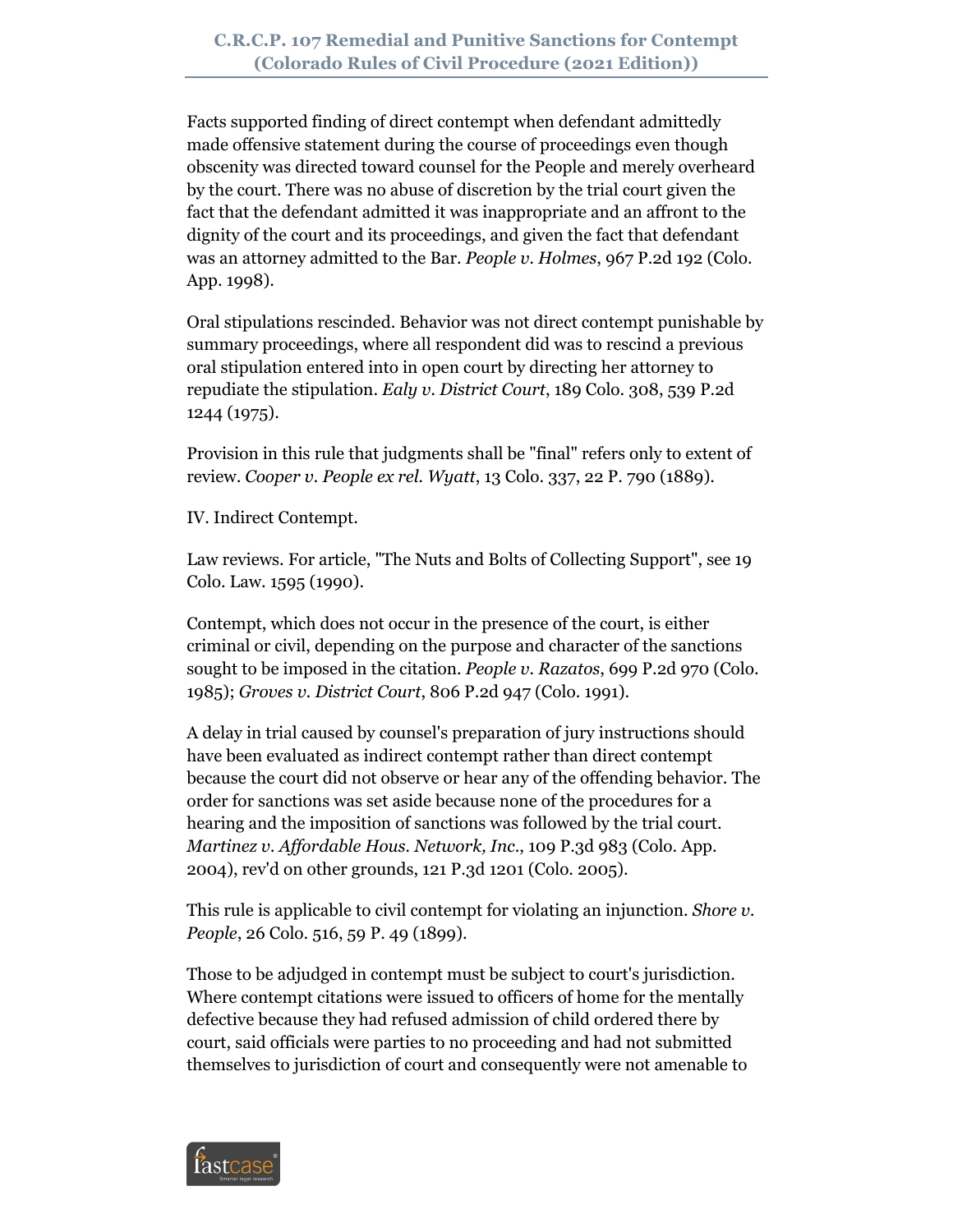Facts supported finding of direct contempt when defendant admittedly made offensive statement during the course of proceedings even though obscenity was directed toward counsel for the People and merely overheard by the court. There was no abuse of discretion by the trial court given the fact that the defendant admitted it was inappropriate and an affront to the dignity of the court and its proceedings, and given the fact that defendant was an attorney admitted to the Bar. *People v. Holmes*, 967 P.2d 192 (Colo. App. 1998).

Oral stipulations rescinded. Behavior was not direct contempt punishable by summary proceedings, where all respondent did was to rescind a previous oral stipulation entered into in open court by directing her attorney to repudiate the stipulation. *Ealy v. District Court*, 189 Colo. 308, 539 P.2d 1244 (1975).

Provision in this rule that judgments shall be "final" refers only to extent of review. *Cooper v. People ex rel. Wyatt*, 13 Colo. 337, 22 P. 790 (1889).

IV. Indirect Contempt.

Law reviews. For article, "The Nuts and Bolts of Collecting Support", see 19 Colo. Law. 1595 (1990).

Contempt, which does not occur in the presence of the court, is either criminal or civil, depending on the purpose and character of the sanctions sought to be imposed in the citation. *People v. Razatos*, 699 P.2d 970 (Colo. 1985); *Groves v. District Court*, 806 P.2d 947 (Colo. 1991).

A delay in trial caused by counsel's preparation of jury instructions should have been evaluated as indirect contempt rather than direct contempt because the court did not observe or hear any of the offending behavior. The order for sanctions was set aside because none of the procedures for a hearing and the imposition of sanctions was followed by the trial court. *Martinez v. Affordable Hous. Network, Inc.*, 109 P.3d 983 (Colo. App. 2004), rev'd on other grounds, 121 P.3d 1201 (Colo. 2005).

This rule is applicable to civil contempt for violating an injunction. *Shore v. People*, 26 Colo. 516, 59 P. 49 (1899).

Those to be adjudged in contempt must be subject to court's jurisdiction. Where contempt citations were issued to officers of home for the mentally defective because they had refused admission of child ordered there by court, said officials were parties to no proceeding and had not submitted themselves to jurisdiction of court and consequently were not amenable to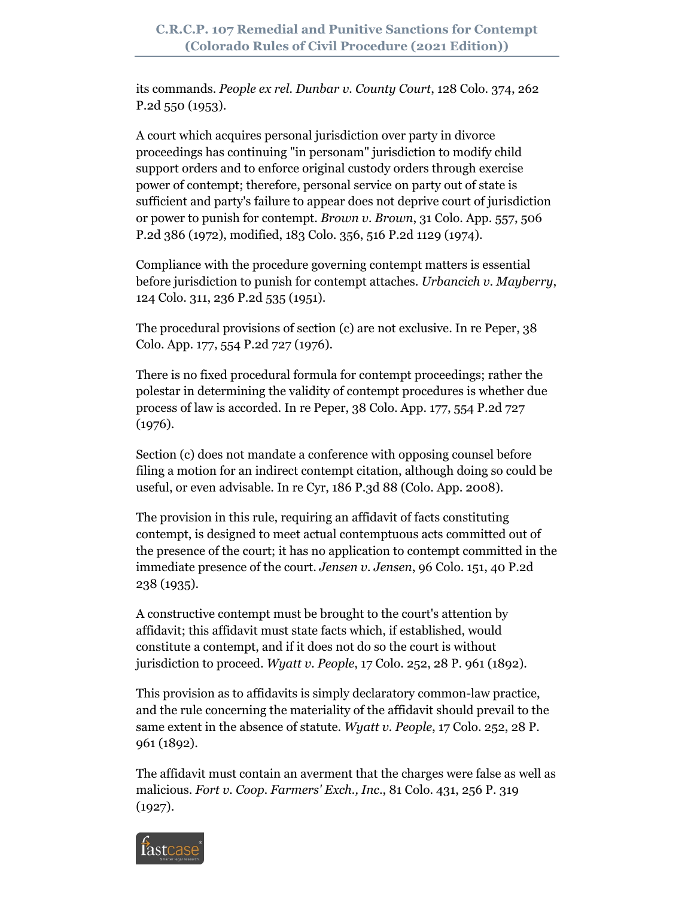its commands. *People ex rel. Dunbar v. County Court*, 128 Colo. 374, 262 P.2d 550 (1953).

A court which acquires personal jurisdiction over party in divorce proceedings has continuing "in personam" jurisdiction to modify child support orders and to enforce original custody orders through exercise power of contempt; therefore, personal service on party out of state is sufficient and party's failure to appear does not deprive court of jurisdiction or power to punish for contempt. *Brown v. Brown*, 31 Colo. App. 557, 506 P.2d 386 (1972), modified, 183 Colo. 356, 516 P.2d 1129 (1974).

Compliance with the procedure governing contempt matters is essential before jurisdiction to punish for contempt attaches. *Urbancich v. Mayberry*, 124 Colo. 311, 236 P.2d 535 (1951).

The procedural provisions of section (c) are not exclusive. In re Peper, 38 Colo. App. 177, 554 P.2d 727 (1976).

There is no fixed procedural formula for contempt proceedings; rather the polestar in determining the validity of contempt procedures is whether due process of law is accorded. In re Peper, 38 Colo. App. 177, 554 P.2d 727 (1976).

Section (c) does not mandate a conference with opposing counsel before filing a motion for an indirect contempt citation, although doing so could be useful, or even advisable. In re Cyr, 186 P.3d 88 (Colo. App. 2008).

The provision in this rule, requiring an affidavit of facts constituting contempt, is designed to meet actual contemptuous acts committed out of the presence of the court; it has no application to contempt committed in the immediate presence of the court. *Jensen v. Jensen*, 96 Colo. 151, 40 P.2d 238 (1935).

A constructive contempt must be brought to the court's attention by affidavit; this affidavit must state facts which, if established, would constitute a contempt, and if it does not do so the court is without jurisdiction to proceed. *Wyatt v. People*, 17 Colo. 252, 28 P. 961 (1892).

This provision as to affidavits is simply declaratory common-law practice, and the rule concerning the materiality of the affidavit should prevail to the same extent in the absence of statute. *Wyatt v. People*, 17 Colo. 252, 28 P. 961 (1892).

The affidavit must contain an averment that the charges were false as well as malicious. *Fort v. Coop. Farmers' Exch., Inc.*, 81 Colo. 431, 256 P. 319 (1927).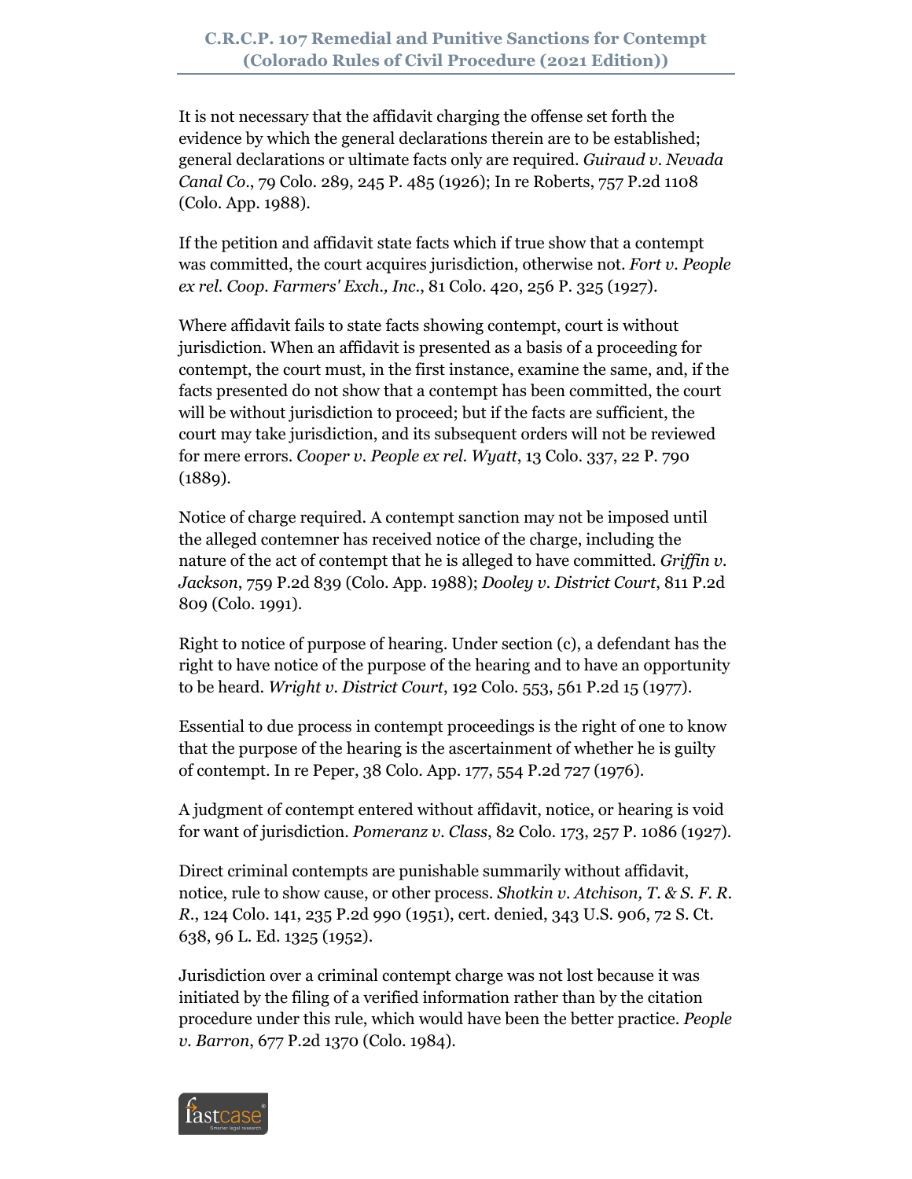It is not necessary that the affidavit charging the offense set forth the evidence by which the general declarations therein are to be established; general declarations or ultimate facts only are required. *Guiraud v. Nevada Canal Co*., 79 Colo. 289, 245 P. 485 (1926); In re Roberts, 757 P.2d 1108 (Colo. App. 1988).

If the petition and affidavit state facts which if true show that a contempt was committed, the court acquires jurisdiction, otherwise not. *Fort v. People ex rel. Coop. Farmers' Exch., Inc*., 81 Colo. 420, 256 P. 325 (1927).

Where affidavit fails to state facts showing contempt, court is without jurisdiction. When an affidavit is presented as a basis of a proceeding for contempt, the court must, in the first instance, examine the same, and, if the facts presented do not show that a contempt has been committed, the court will be without jurisdiction to proceed; but if the facts are sufficient, the court may take jurisdiction, and its subsequent orders will not be reviewed for mere errors. *Cooper v. People ex rel. Wyatt*, 13 Colo. 337, 22 P. 790 (1889).

Notice of charge required. A contempt sanction may not be imposed until the alleged contemner has received notice of the charge, including the nature of the act of contempt that he is alleged to have committed. *Griffin v. Jackson*, 759 P.2d 839 (Colo. App. 1988); *Dooley v. District Court*, 811 P.2d 809 (Colo. 1991).

Right to notice of purpose of hearing. Under section (c), a defendant has the right to have notice of the purpose of the hearing and to have an opportunity to be heard. *Wright v. District Court*, 192 Colo. 553, 561 P.2d 15 (1977).

Essential to due process in contempt proceedings is the right of one to know that the purpose of the hearing is the ascertainment of whether he is guilty of contempt. In re Peper, 38 Colo. App. 177, 554 P.2d 727 (1976).

A judgment of contempt entered without affidavit, notice, or hearing is void for want of jurisdiction. *Pomeranz v. Class*, 82 Colo. 173, 257 P. 1086 (1927).

Direct criminal contempts are punishable summarily without affidavit, notice, rule to show cause, or other process. *Shotkin v. Atchison, T. & S. F. R. R*., 124 Colo. 141, 235 P.2d 990 (1951), cert. denied, 343 U.S. 906, 72 S. Ct. 638, 96 L. Ed. 1325 (1952).

Jurisdiction over a criminal contempt charge was not lost because it was initiated by the filing of a verified information rather than by the citation procedure under this rule, which would have been the better practice. *People v. Barron*, 677 P.2d 1370 (Colo. 1984).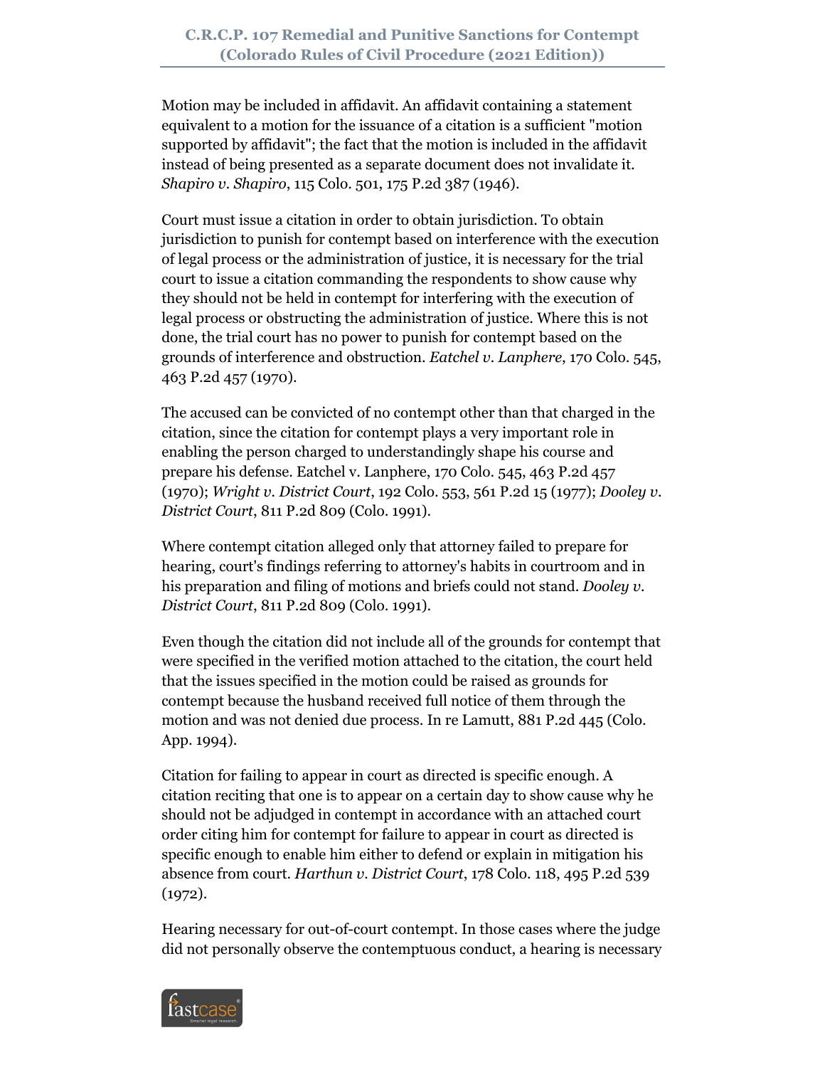Motion may be included in affidavit. An affidavit containing a statement equivalent to a motion for the issuance of a citation is a sufficient "motion supported by affidavit"; the fact that the motion is included in the affidavit instead of being presented as a separate document does not invalidate it. *Shapiro v. Shapiro*, 115 Colo. 501, 175 P.2d 387 (1946).

Court must issue a citation in order to obtain jurisdiction. To obtain jurisdiction to punish for contempt based on interference with the execution of legal process or the administration of justice, it is necessary for the trial court to issue a citation commanding the respondents to show cause why they should not be held in contempt for interfering with the execution of legal process or obstructing the administration of justice. Where this is not done, the trial court has no power to punish for contempt based on the grounds of interference and obstruction. *Eatchel v. Lanphere*, 170 Colo. 545, 463 P.2d 457 (1970).

The accused can be convicted of no contempt other than that charged in the citation, since the citation for contempt plays a very important role in enabling the person charged to understandingly shape his course and prepare his defense. Eatchel v. Lanphere, 170 Colo. 545, 463 P.2d 457 (1970); *Wright v. District Court*, 192 Colo. 553, 561 P.2d 15 (1977); *Dooley v. District Court*, 811 P.2d 809 (Colo. 1991).

Where contempt citation alleged only that attorney failed to prepare for hearing, court's findings referring to attorney's habits in courtroom and in his preparation and filing of motions and briefs could not stand. *Dooley v. District Court*, 811 P.2d 809 (Colo. 1991).

Even though the citation did not include all of the grounds for contempt that were specified in the verified motion attached to the citation, the court held that the issues specified in the motion could be raised as grounds for contempt because the husband received full notice of them through the motion and was not denied due process. In re Lamutt, 881 P.2d 445 (Colo. App. 1994).

Citation for failing to appear in court as directed is specific enough. A citation reciting that one is to appear on a certain day to show cause why he should not be adjudged in contempt in accordance with an attached court order citing him for contempt for failure to appear in court as directed is specific enough to enable him either to defend or explain in mitigation his absence from court. *Harthun v. District Court*, 178 Colo. 118, 495 P.2d 539 (1972).

Hearing necessary for out-of-court contempt. In those cases where the judge did not personally observe the contemptuous conduct, a hearing is necessary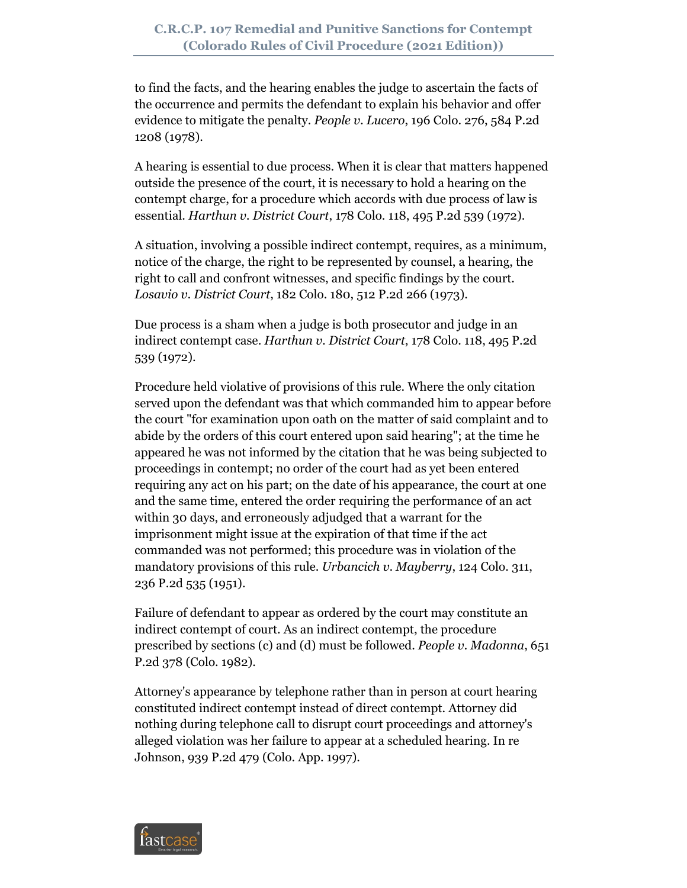to find the facts, and the hearing enables the judge to ascertain the facts of the occurrence and permits the defendant to explain his behavior and offer evidence to mitigate the penalty. *People v. Lucero*, 196 Colo. 276, 584 P.2d 1208 (1978).

A hearing is essential to due process. When it is clear that matters happened outside the presence of the court, it is necessary to hold a hearing on the contempt charge, for a procedure which accords with due process of law is essential. *Harthun v. District Court*, 178 Colo. 118, 495 P.2d 539 (1972).

A situation, involving a possible indirect contempt, requires, as a minimum, notice of the charge, the right to be represented by counsel, a hearing, the right to call and confront witnesses, and specific findings by the court. *Losavio v. District Court*, 182 Colo. 180, 512 P.2d 266 (1973).

Due process is a sham when a judge is both prosecutor and judge in an indirect contempt case. *Harthun v. District Court*, 178 Colo. 118, 495 P.2d 539 (1972).

Procedure held violative of provisions of this rule. Where the only citation served upon the defendant was that which commanded him to appear before the court "for examination upon oath on the matter of said complaint and to abide by the orders of this court entered upon said hearing"; at the time he appeared he was not informed by the citation that he was being subjected to proceedings in contempt; no order of the court had as yet been entered requiring any act on his part; on the date of his appearance, the court at one and the same time, entered the order requiring the performance of an act within 30 days, and erroneously adjudged that a warrant for the imprisonment might issue at the expiration of that time if the act commanded was not performed; this procedure was in violation of the mandatory provisions of this rule. *Urbancich v. Mayberry*, 124 Colo. 311, 236 P.2d 535 (1951).

Failure of defendant to appear as ordered by the court may constitute an indirect contempt of court. As an indirect contempt, the procedure prescribed by sections (c) and (d) must be followed. *People v. Madonna*, 651 P.2d 378 (Colo. 1982).

Attorney's appearance by telephone rather than in person at court hearing constituted indirect contempt instead of direct contempt. Attorney did nothing during telephone call to disrupt court proceedings and attorney's alleged violation was her failure to appear at a scheduled hearing. In re Johnson, 939 P.2d 479 (Colo. App. 1997).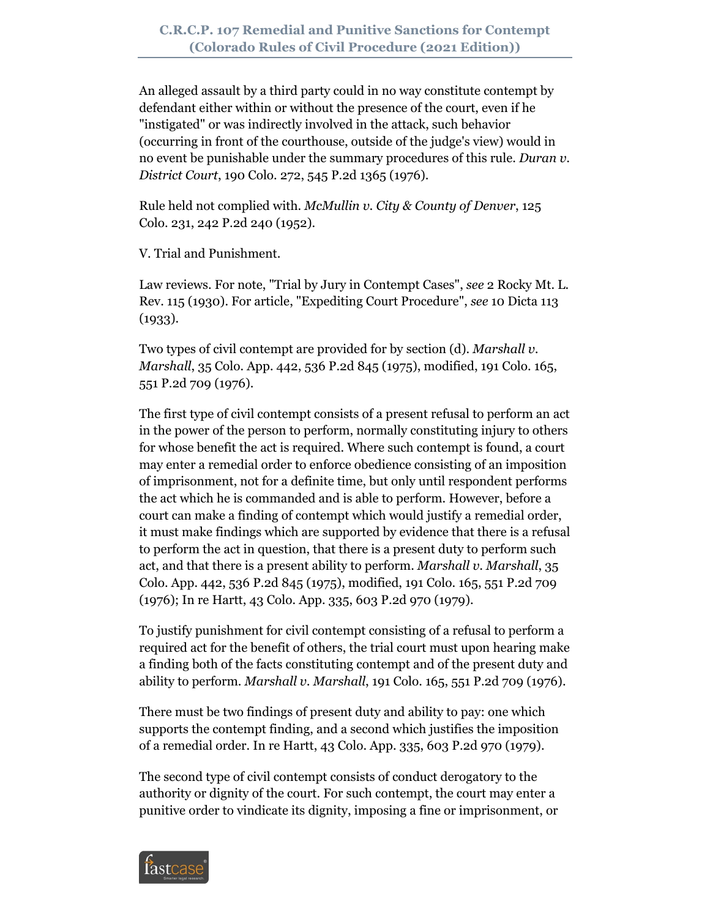An alleged assault by a third party could in no way constitute contempt by defendant either within or without the presence of the court, even if he "instigated" or was indirectly involved in the attack, such behavior (occurring in front of the courthouse, outside of the judge's view) would in no event be punishable under the summary procedures of this rule. *Duran v. District Court*, 190 Colo. 272, 545 P.2d 1365 (1976).

Rule held not complied with. *McMullin v. City & County of Denver*, 125 Colo. 231, 242 P.2d 240 (1952).

V. Trial and Punishment.

Law reviews. For note, "Trial by Jury in Contempt Cases", *see* 2 Rocky Mt. L. Rev. 115 (1930). For article, "Expediting Court Procedure", *see* 10 Dicta 113 (1933).

Two types of civil contempt are provided for by section (d). *Marshall v. Marshall*, 35 Colo. App. 442, 536 P.2d 845 (1975), modified, 191 Colo. 165, 551 P.2d 709 (1976).

The first type of civil contempt consists of a present refusal to perform an act in the power of the person to perform, normally constituting injury to others for whose benefit the act is required. Where such contempt is found, a court may enter a remedial order to enforce obedience consisting of an imposition of imprisonment, not for a definite time, but only until respondent performs the act which he is commanded and is able to perform. However, before a court can make a finding of contempt which would justify a remedial order, it must make findings which are supported by evidence that there is a refusal to perform the act in question, that there is a present duty to perform such act, and that there is a present ability to perform. *Marshall v. Marshall*, 35 Colo. App. 442, 536 P.2d 845 (1975), modified, 191 Colo. 165, 551 P.2d 709 (1976); In re Hartt, 43 Colo. App. 335, 603 P.2d 970 (1979).

To justify punishment for civil contempt consisting of a refusal to perform a required act for the benefit of others, the trial court must upon hearing make a finding both of the facts constituting contempt and of the present duty and ability to perform. *Marshall v. Marshall*, 191 Colo. 165, 551 P.2d 709 (1976).

There must be two findings of present duty and ability to pay: one which supports the contempt finding, and a second which justifies the imposition of a remedial order. In re Hartt, 43 Colo. App. 335, 603 P.2d 970 (1979).

The second type of civil contempt consists of conduct derogatory to the authority or dignity of the court. For such contempt, the court may enter a punitive order to vindicate its dignity, imposing a fine or imprisonment, or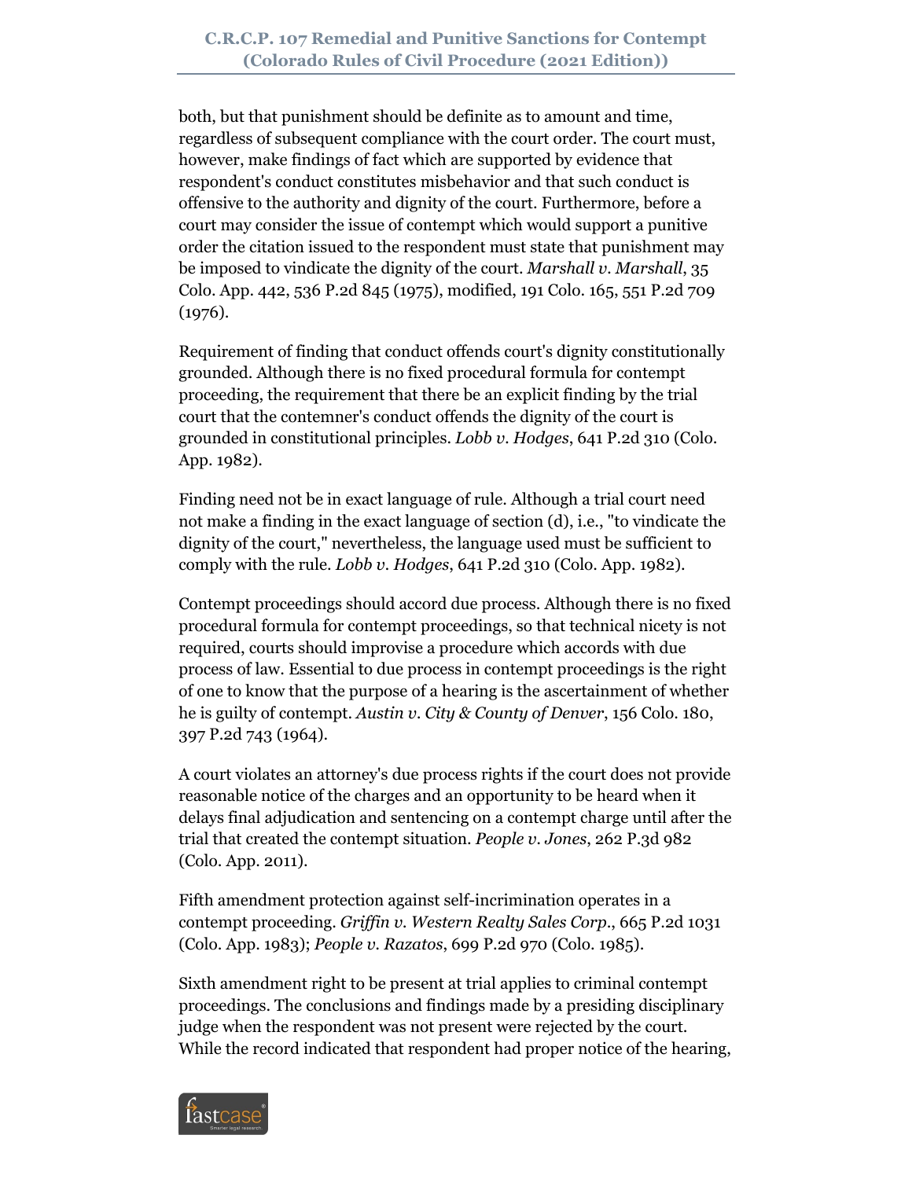both, but that punishment should be definite as to amount and time, regardless of subsequent compliance with the court order. The court must, however, make findings of fact which are supported by evidence that respondent's conduct constitutes misbehavior and that such conduct is offensive to the authority and dignity of the court. Furthermore, before a court may consider the issue of contempt which would support a punitive order the citation issued to the respondent must state that punishment may be imposed to vindicate the dignity of the court. *Marshall v. Marshall*, 35 Colo. App. 442, 536 P.2d 845 (1975), modified, 191 Colo. 165, 551 P.2d 709 (1976).

Requirement of finding that conduct offends court's dignity constitutionally grounded. Although there is no fixed procedural formula for contempt proceeding, the requirement that there be an explicit finding by the trial court that the contemner's conduct offends the dignity of the court is grounded in constitutional principles. *Lobb v. Hodges*, 641 P.2d 310 (Colo. App. 1982).

Finding need not be in exact language of rule. Although a trial court need not make a finding in the exact language of section (d), i.e., "to vindicate the dignity of the court," nevertheless, the language used must be sufficient to comply with the rule. *Lobb v. Hodges*, 641 P.2d 310 (Colo. App. 1982).

Contempt proceedings should accord due process. Although there is no fixed procedural formula for contempt proceedings, so that technical nicety is not required, courts should improvise a procedure which accords with due process of law. Essential to due process in contempt proceedings is the right of one to know that the purpose of a hearing is the ascertainment of whether he is guilty of contempt. *Austin v. City & County of Denver*, 156 Colo. 180, 397 P.2d 743 (1964).

A court violates an attorney's due process rights if the court does not provide reasonable notice of the charges and an opportunity to be heard when it delays final adjudication and sentencing on a contempt charge until after the trial that created the contempt situation. *People v. Jones*, 262 P.3d 982 (Colo. App. 2011).

Fifth amendment protection against self-incrimination operates in a contempt proceeding. *Griffin v. Western Realty Sales Corp.*, 665 P.2d 1031 (Colo. App. 1983); *People v. Razatos*, 699 P.2d 970 (Colo. 1985).

Sixth amendment right to be present at trial applies to criminal contempt proceedings. The conclusions and findings made by a presiding disciplinary judge when the respondent was not present were rejected by the court. While the record indicated that respondent had proper notice of the hearing,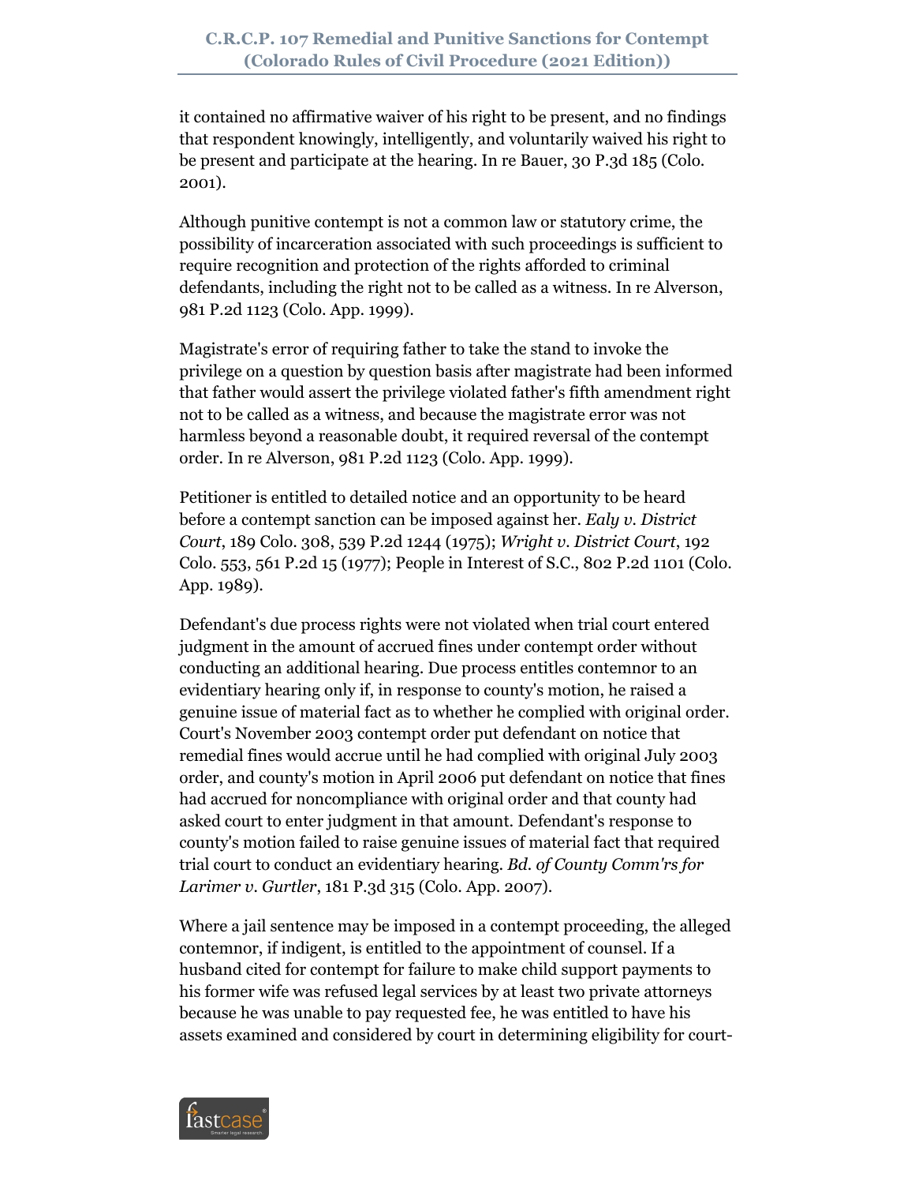it contained no affirmative waiver of his right to be present, and no findings that respondent knowingly, intelligently, and voluntarily waived his right to be present and participate at the hearing. In re Bauer, 30 P.3d 185 (Colo. 2001).

Although punitive contempt is not a common law or statutory crime, the possibility of incarceration associated with such proceedings is sufficient to require recognition and protection of the rights afforded to criminal defendants, including the right not to be called as a witness. In re Alverson, 981 P.2d 1123 (Colo. App. 1999).

Magistrate's error of requiring father to take the stand to invoke the privilege on a question by question basis after magistrate had been informed that father would assert the privilege violated father's fifth amendment right not to be called as a witness, and because the magistrate error was not harmless beyond a reasonable doubt, it required reversal of the contempt order. In re Alverson, 981 P.2d 1123 (Colo. App. 1999).

Petitioner is entitled to detailed notice and an opportunity to be heard before a contempt sanction can be imposed against her. *Ealy v. District Court*, 189 Colo. 308, 539 P.2d 1244 (1975); *Wright v. District Court*, 192 Colo. 553, 561 P.2d 15 (1977); People in Interest of S.C., 802 P.2d 1101 (Colo. App. 1989).

Defendant's due process rights were not violated when trial court entered judgment in the amount of accrued fines under contempt order without conducting an additional hearing. Due process entitles contemnor to an evidentiary hearing only if, in response to county's motion, he raised a genuine issue of material fact as to whether he complied with original order. Court's November 2003 contempt order put defendant on notice that remedial fines would accrue until he had complied with original July 2003 order, and county's motion in April 2006 put defendant on notice that fines had accrued for noncompliance with original order and that county had asked court to enter judgment in that amount. Defendant's response to county's motion failed to raise genuine issues of material fact that required trial court to conduct an evidentiary hearing. *Bd. of County Comm'rs for Larimer v. Gurtler*, 181 P.3d 315 (Colo. App. 2007).

Where a jail sentence may be imposed in a contempt proceeding, the alleged contemnor, if indigent, is entitled to the appointment of counsel. If a husband cited for contempt for failure to make child support payments to his former wife was refused legal services by at least two private attorneys because he was unable to pay requested fee, he was entitled to have his assets examined and considered by court in determining eligibility for court-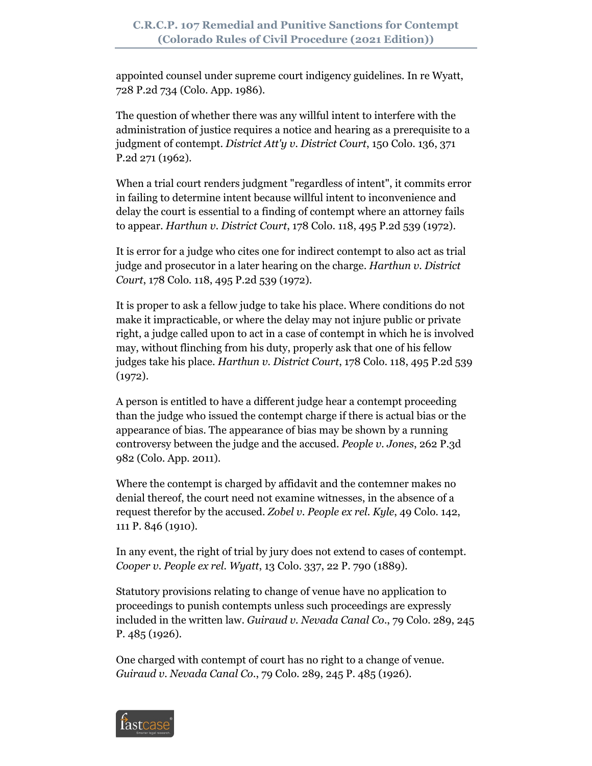appointed counsel under supreme court indigency guidelines. In re Wyatt, 728 P.2d 734 (Colo. App. 1986).

The question of whether there was any willful intent to interfere with the administration of justice requires a notice and hearing as a prerequisite to a judgment of contempt. *District Att'y v. District Court*, 150 Colo. 136, 371 P.2d 271 (1962).

When a trial court renders judgment "regardless of intent", it commits error in failing to determine intent because willful intent to inconvenience and delay the court is essential to a finding of contempt where an attorney fails to appear. *Harthun v. District Court*, 178 Colo. 118, 495 P.2d 539 (1972).

It is error for a judge who cites one for indirect contempt to also act as trial judge and prosecutor in a later hearing on the charge. *Harthun v. District Court*, 178 Colo. 118, 495 P.2d 539 (1972).

It is proper to ask a fellow judge to take his place. Where conditions do not make it impracticable, or where the delay may not injure public or private right, a judge called upon to act in a case of contempt in which he is involved may, without flinching from his duty, properly ask that one of his fellow judges take his place. *Harthun v. District Court*, 178 Colo. 118, 495 P.2d 539 (1972).

A person is entitled to have a different judge hear a contempt proceeding than the judge who issued the contempt charge if there is actual bias or the appearance of bias. The appearance of bias may be shown by a running controversy between the judge and the accused. *People v. Jones*, 262 P.3d 982 (Colo. App. 2011).

Where the contempt is charged by affidavit and the contemner makes no denial thereof, the court need not examine witnesses, in the absence of a request therefor by the accused. *Zobel v. People ex rel. Kyle*, 49 Colo. 142, 111 P. 846 (1910).

In any event, the right of trial by jury does not extend to cases of contempt. *Cooper v. People ex rel. Wyatt*, 13 Colo. 337, 22 P. 790 (1889).

Statutory provisions relating to change of venue have no application to proceedings to punish contempts unless such proceedings are expressly included in the written law. *Guiraud v. Nevada Canal Co.*, 79 Colo. 289, 245 P. 485 (1926).

One charged with contempt of court has no right to a change of venue. *Guiraud v. Nevada Canal Co.*, 79 Colo. 289, 245 P. 485 (1926).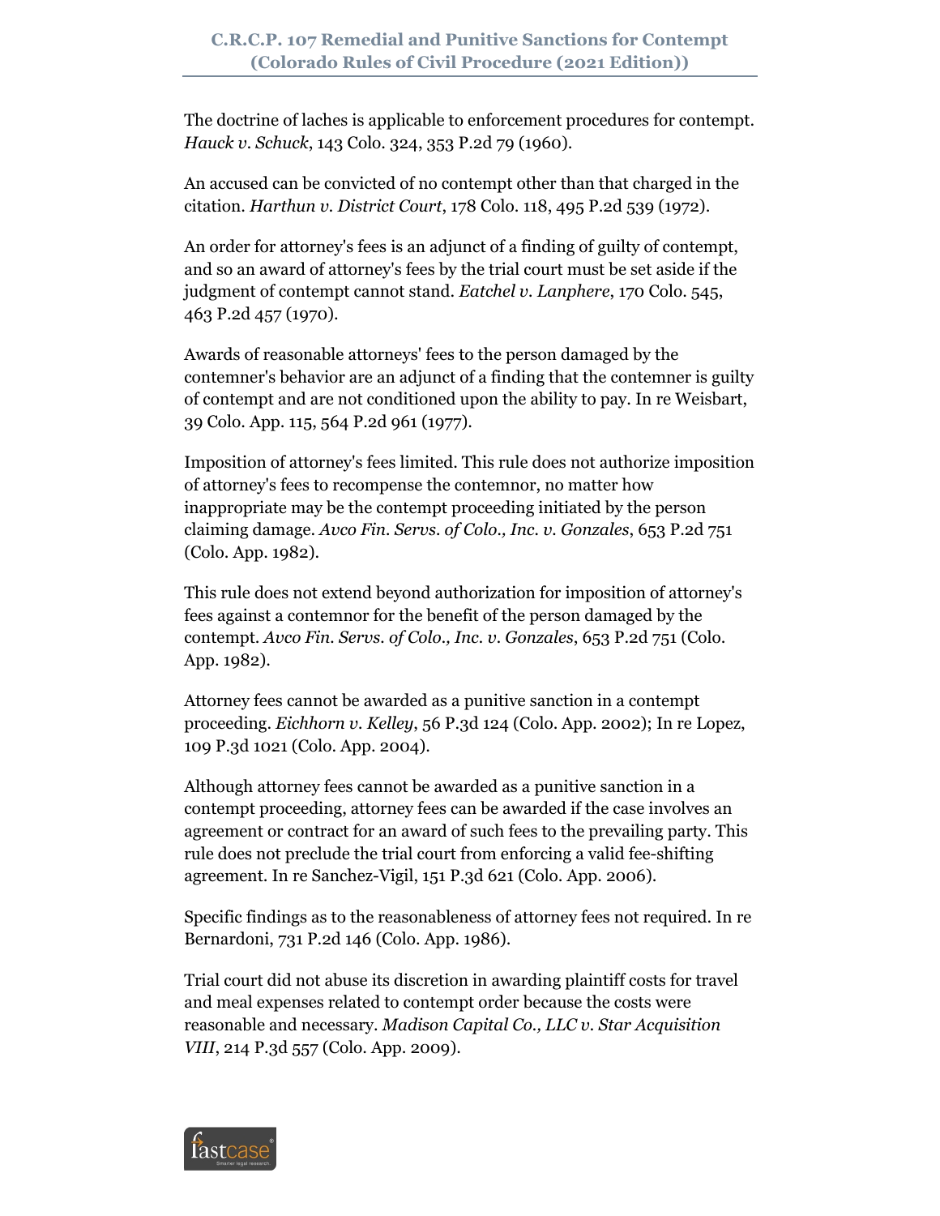The doctrine of laches is applicable to enforcement procedures for contempt. *Hauck v. Schuck*, 143 Colo. 324, 353 P.2d 79 (1960).

An accused can be convicted of no contempt other than that charged in the citation. *Harthun v. District Court*, 178 Colo. 118, 495 P.2d 539 (1972).

An order for attorney's fees is an adjunct of a finding of guilty of contempt, and so an award of attorney's fees by the trial court must be set aside if the judgment of contempt cannot stand. *Eatchel v. Lanphere*, 170 Colo. 545, 463 P.2d 457 (1970).

Awards of reasonable attorneys' fees to the person damaged by the contemner's behavior are an adjunct of a finding that the contemner is guilty of contempt and are not conditioned upon the ability to pay. In re Weisbart, 39 Colo. App. 115, 564 P.2d 961 (1977).

Imposition of attorney's fees limited. This rule does not authorize imposition of attorney's fees to recompense the contemnor, no matter how inappropriate may be the contempt proceeding initiated by the person claiming damage. *Avco Fin. Servs. of Colo., Inc. v. Gonzales*, 653 P.2d 751 (Colo. App. 1982).

This rule does not extend beyond authorization for imposition of attorney's fees against a contemnor for the benefit of the person damaged by the contempt. *Avco Fin. Servs. of Colo., Inc. v. Gonzales*, 653 P.2d 751 (Colo. App. 1982).

Attorney fees cannot be awarded as a punitive sanction in a contempt proceeding. *Eichhorn v. Kelley*, 56 P.3d 124 (Colo. App. 2002); In re Lopez, 109 P.3d 1021 (Colo. App. 2004).

Although attorney fees cannot be awarded as a punitive sanction in a contempt proceeding, attorney fees can be awarded if the case involves an agreement or contract for an award of such fees to the prevailing party. This rule does not preclude the trial court from enforcing a valid fee-shifting agreement. In re Sanchez-Vigil, 151 P.3d 621 (Colo. App. 2006).

Specific findings as to the reasonableness of attorney fees not required. In re Bernardoni, 731 P.2d 146 (Colo. App. 1986).

Trial court did not abuse its discretion in awarding plaintiff costs for travel and meal expenses related to contempt order because the costs were reasonable and necessary. *Madison Capital Co., LLC v. Star Acquisition VIII*, 214 P.3d 557 (Colo. App. 2009).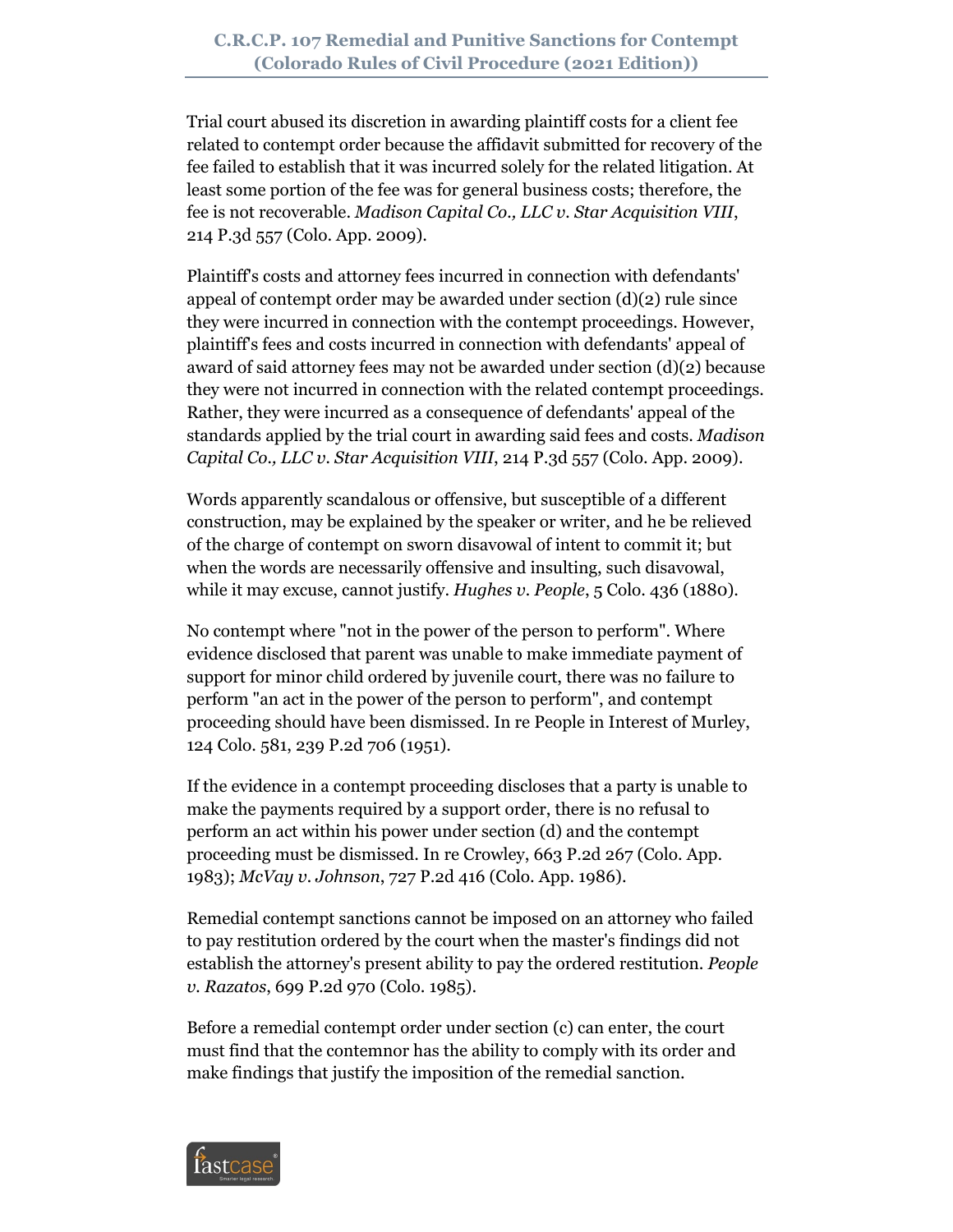Trial court abused its discretion in awarding plaintiff costs for a client fee related to contempt order because the affidavit submitted for recovery of the fee failed to establish that it was incurred solely for the related litigation. At least some portion of the fee was for general business costs; therefore, the fee is not recoverable. *Madison Capital Co., LLC v. Star Acquisition VIII*, 214 P.3d 557 (Colo. App. 2009).

Plaintiff's costs and attorney fees incurred in connection with defendants' appeal of contempt order may be awarded under section (d)(2) rule since they were incurred in connection with the contempt proceedings. However, plaintiff's fees and costs incurred in connection with defendants' appeal of award of said attorney fees may not be awarded under section (d)(2) because they were not incurred in connection with the related contempt proceedings. Rather, they were incurred as a consequence of defendants' appeal of the standards applied by the trial court in awarding said fees and costs. *Madison Capital Co., LLC v. Star Acquisition VIII*, 214 P.3d 557 (Colo. App. 2009).

Words apparently scandalous or offensive, but susceptible of a different construction, may be explained by the speaker or writer, and he be relieved of the charge of contempt on sworn disavowal of intent to commit it; but when the words are necessarily offensive and insulting, such disavowal, while it may excuse, cannot justify. *Hughes v. People*, 5 Colo. 436 (1880).

No contempt where "not in the power of the person to perform". Where evidence disclosed that parent was unable to make immediate payment of support for minor child ordered by juvenile court, there was no failure to perform "an act in the power of the person to perform", and contempt proceeding should have been dismissed. In re People in Interest of Murley, 124 Colo. 581, 239 P.2d 706 (1951).

If the evidence in a contempt proceeding discloses that a party is unable to make the payments required by a support order, there is no refusal to perform an act within his power under section (d) and the contempt proceeding must be dismissed. In re Crowley, 663 P.2d 267 (Colo. App. 1983); *McVay v. Johnson*, 727 P.2d 416 (Colo. App. 1986).

Remedial contempt sanctions cannot be imposed on an attorney who failed to pay restitution ordered by the court when the master's findings did not establish the attorney's present ability to pay the ordered restitution. *People v. Razatos*, 699 P.2d 970 (Colo. 1985).

Before a remedial contempt order under section (c) can enter, the court must find that the contemnor has the ability to comply with its order and make findings that justify the imposition of the remedial sanction.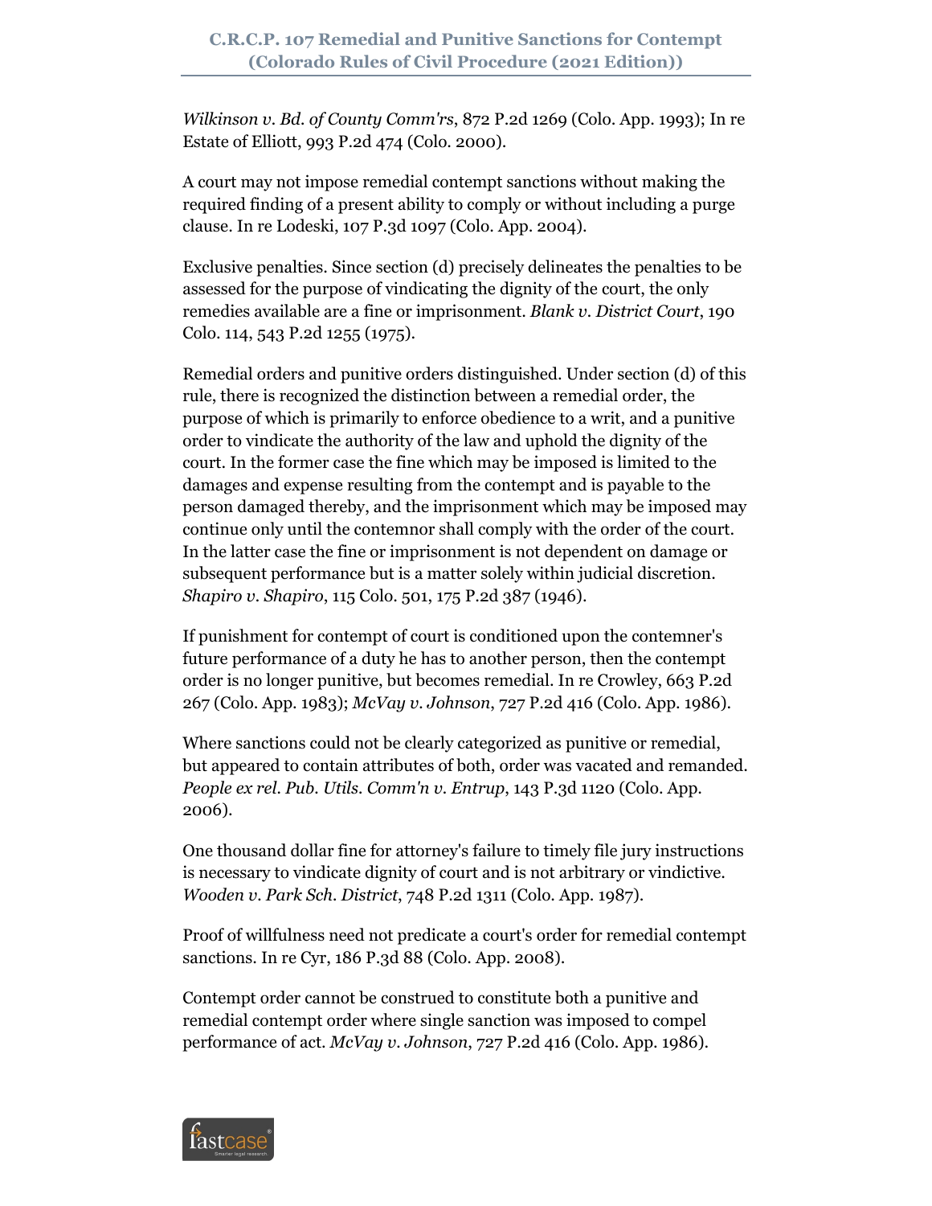*Wilkinson v. Bd. of County Comm'rs*, 872 P.2d 1269 (Colo. App. 1993); In re Estate of Elliott, 993 P.2d 474 (Colo. 2000).

A court may not impose remedial contempt sanctions without making the required finding of a present ability to comply or without including a purge clause. In re Lodeski, 107 P.3d 1097 (Colo. App. 2004).

Exclusive penalties. Since section (d) precisely delineates the penalties to be assessed for the purpose of vindicating the dignity of the court, the only remedies available are a fine or imprisonment. *Blank v. District Court*, 190 Colo. 114, 543 P.2d 1255 (1975).

Remedial orders and punitive orders distinguished. Under section (d) of this rule, there is recognized the distinction between a remedial order, the purpose of which is primarily to enforce obedience to a writ, and a punitive order to vindicate the authority of the law and uphold the dignity of the court. In the former case the fine which may be imposed is limited to the damages and expense resulting from the contempt and is payable to the person damaged thereby, and the imprisonment which may be imposed may continue only until the contemnor shall comply with the order of the court. In the latter case the fine or imprisonment is not dependent on damage or subsequent performance but is a matter solely within judicial discretion. *Shapiro v. Shapiro*, 115 Colo. 501, 175 P.2d 387 (1946).

If punishment for contempt of court is conditioned upon the contemner's future performance of a duty he has to another person, then the contempt order is no longer punitive, but becomes remedial. In re Crowley, 663 P.2d 267 (Colo. App. 1983); *McVay v. Johnson*, 727 P.2d 416 (Colo. App. 1986).

Where sanctions could not be clearly categorized as punitive or remedial, but appeared to contain attributes of both, order was vacated and remanded. *People ex rel. Pub. Utils. Comm'n v. Entrup*, 143 P.3d 1120 (Colo. App. 2006).

One thousand dollar fine for attorney's failure to timely file jury instructions is necessary to vindicate dignity of court and is not arbitrary or vindictive. *Wooden v. Park Sch. District*, 748 P.2d 1311 (Colo. App. 1987).

Proof of willfulness need not predicate a court's order for remedial contempt sanctions. In re Cyr, 186 P.3d 88 (Colo. App. 2008).

Contempt order cannot be construed to constitute both a punitive and remedial contempt order where single sanction was imposed to compel performance of act. *McVay v. Johnson*, 727 P.2d 416 (Colo. App. 1986).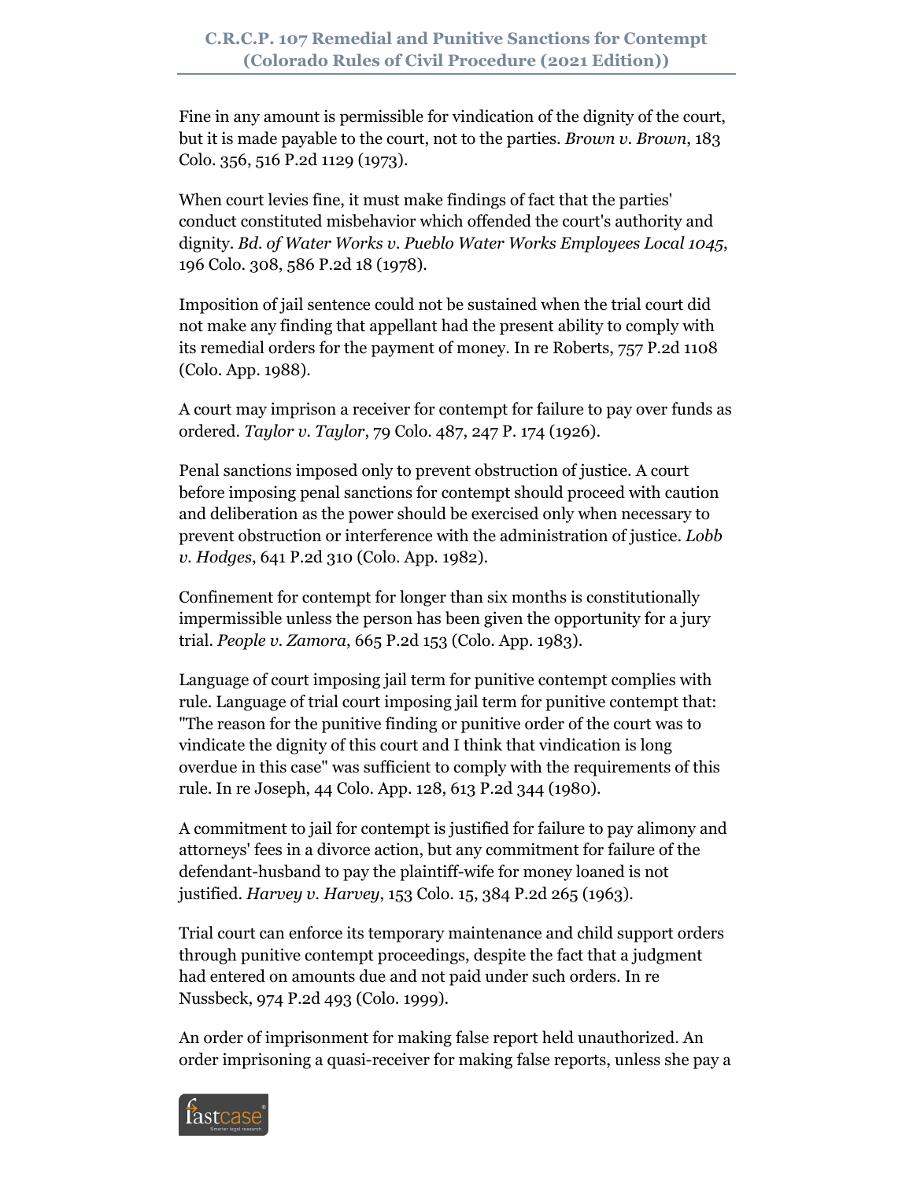Fine in any amount is permissible for vindication of the dignity of the court, but it is made payable to the court, not to the parties. *Brown v. Brown*, 183 Colo. 356, 516 P.2d 1129 (1973).

When court levies fine, it must make findings of fact that the parties' conduct constituted misbehavior which offended the court's authority and dignity. *Bd. of Water Works v. Pueblo Water Works Employees Local 1045*, 196 Colo. 308, 586 P.2d 18 (1978).

Imposition of jail sentence could not be sustained when the trial court did not make any finding that appellant had the present ability to comply with its remedial orders for the payment of money. In re Roberts, 757 P.2d 1108 (Colo. App. 1988).

A court may imprison a receiver for contempt for failure to pay over funds as ordered. *Taylor v. Taylor*, 79 Colo. 487, 247 P. 174 (1926).

Penal sanctions imposed only to prevent obstruction of justice. A court before imposing penal sanctions for contempt should proceed with caution and deliberation as the power should be exercised only when necessary to prevent obstruction or interference with the administration of justice. *Lobb v. Hodges*, 641 P.2d 310 (Colo. App. 1982).

Confinement for contempt for longer than six months is constitutionally impermissible unless the person has been given the opportunity for a jury trial. *People v. Zamora*, 665 P.2d 153 (Colo. App. 1983).

Language of court imposing jail term for punitive contempt complies with rule. Language of trial court imposing jail term for punitive contempt that: "The reason for the punitive finding or punitive order of the court was to vindicate the dignity of this court and I think that vindication is long overdue in this case" was sufficient to comply with the requirements of this rule. In re Joseph, 44 Colo. App. 128, 613 P.2d 344 (1980).

A commitment to jail for contempt is justified for failure to pay alimony and attorneys' fees in a divorce action, but any commitment for failure of the defendant-husband to pay the plaintiff-wife for money loaned is not justified. *Harvey v. Harvey*, 153 Colo. 15, 384 P.2d 265 (1963).

Trial court can enforce its temporary maintenance and child support orders through punitive contempt proceedings, despite the fact that a judgment had entered on amounts due and not paid under such orders. In re Nussbeck, 974 P.2d 493 (Colo. 1999).

An order of imprisonment for making false report held unauthorized. An order imprisoning a quasi-receiver for making false reports, unless she pay a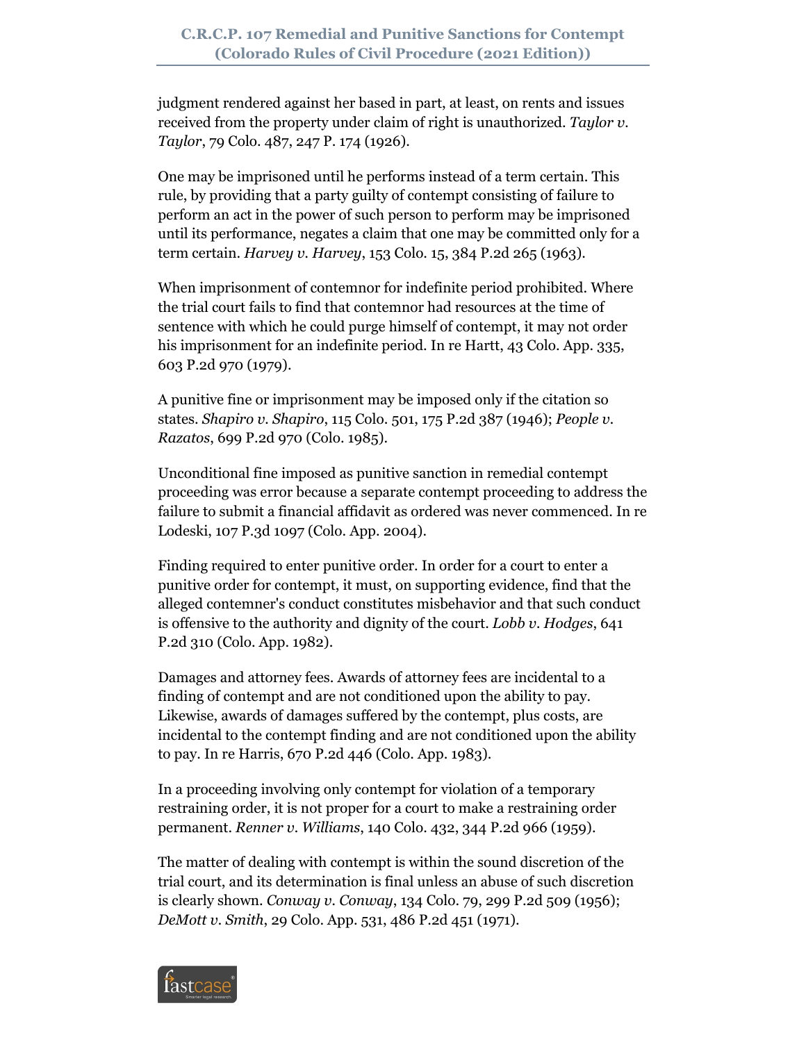judgment rendered against her based in part, at least, on rents and issues received from the property under claim of right is unauthorized. *Taylor v. Taylor*, 79 Colo. 487, 247 P. 174 (1926).

One may be imprisoned until he performs instead of a term certain. This rule, by providing that a party guilty of contempt consisting of failure to perform an act in the power of such person to perform may be imprisoned until its performance, negates a claim that one may be committed only for a term certain. *Harvey v. Harvey*, 153 Colo. 15, 384 P.2d 265 (1963).

When imprisonment of contemnor for indefinite period prohibited. Where the trial court fails to find that contemnor had resources at the time of sentence with which he could purge himself of contempt, it may not order his imprisonment for an indefinite period. In re Hartt, 43 Colo. App. 335, 603 P.2d 970 (1979).

A punitive fine or imprisonment may be imposed only if the citation so states. *Shapiro v. Shapiro*, 115 Colo. 501, 175 P.2d 387 (1946); *People v. Razatos*, 699 P.2d 970 (Colo. 1985).

Unconditional fine imposed as punitive sanction in remedial contempt proceeding was error because a separate contempt proceeding to address the failure to submit a financial affidavit as ordered was never commenced. In re Lodeski, 107 P.3d 1097 (Colo. App. 2004).

Finding required to enter punitive order. In order for a court to enter a punitive order for contempt, it must, on supporting evidence, find that the alleged contemner's conduct constitutes misbehavior and that such conduct is offensive to the authority and dignity of the court. *Lobb v. Hodges*, 641 P.2d 310 (Colo. App. 1982).

Damages and attorney fees. Awards of attorney fees are incidental to a finding of contempt and are not conditioned upon the ability to pay. Likewise, awards of damages suffered by the contempt, plus costs, are incidental to the contempt finding and are not conditioned upon the ability to pay. In re Harris, 670 P.2d 446 (Colo. App. 1983).

In a proceeding involving only contempt for violation of a temporary restraining order, it is not proper for a court to make a restraining order permanent. *Renner v. Williams*, 140 Colo. 432, 344 P.2d 966 (1959).

The matter of dealing with contempt is within the sound discretion of the trial court, and its determination is final unless an abuse of such discretion is clearly shown. *Conway v. Conway*, 134 Colo. 79, 299 P.2d 509 (1956); *DeMott v. Smith*, 29 Colo. App. 531, 486 P.2d 451 (1971).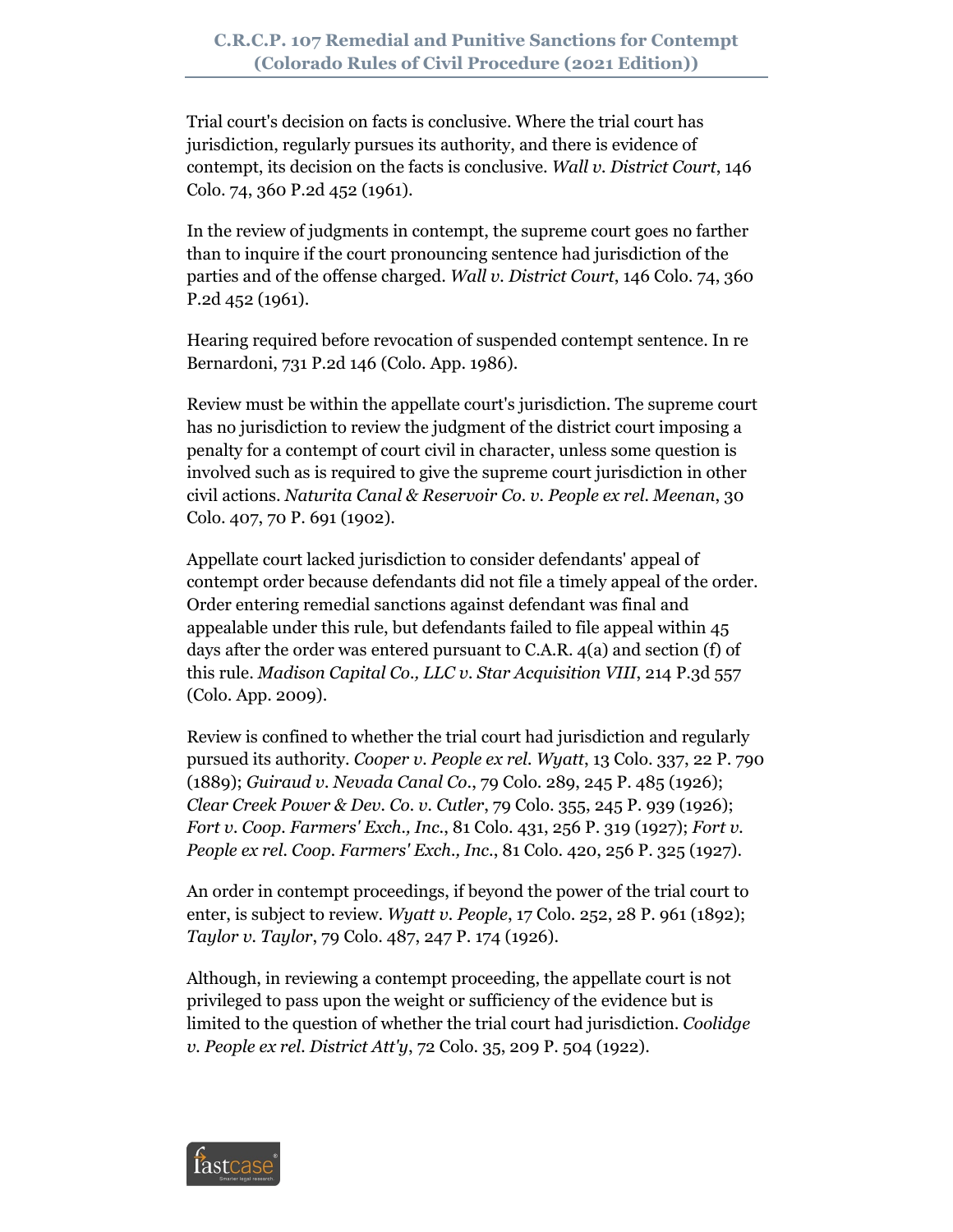Trial court's decision on facts is conclusive. Where the trial court has jurisdiction, regularly pursues its authority, and there is evidence of contempt, its decision on the facts is conclusive. *Wall v. District Court*, 146 Colo. 74, 360 P.2d 452 (1961).

In the review of judgments in contempt, the supreme court goes no farther than to inquire if the court pronouncing sentence had jurisdiction of the parties and of the offense charged. *Wall v. District Court*, 146 Colo. 74, 360 P.2d 452 (1961).

Hearing required before revocation of suspended contempt sentence. In re Bernardoni, 731 P.2d 146 (Colo. App. 1986).

Review must be within the appellate court's jurisdiction. The supreme court has no jurisdiction to review the judgment of the district court imposing a penalty for a contempt of court civil in character, unless some question is involved such as is required to give the supreme court jurisdiction in other civil actions. *Naturita Canal & Reservoir Co. v. People ex rel. Meenan*, 30 Colo. 407, 70 P. 691 (1902).

Appellate court lacked jurisdiction to consider defendants' appeal of contempt order because defendants did not file a timely appeal of the order. Order entering remedial sanctions against defendant was final and appealable under this rule, but defendants failed to file appeal within 45 days after the order was entered pursuant to C.A.R. 4(a) and section (f) of this rule. *Madison Capital Co., LLC v. Star Acquisition VIII*, 214 P.3d 557 (Colo. App. 2009).

Review is confined to whether the trial court had jurisdiction and regularly pursued its authority. *Cooper v. People ex rel. Wyatt*, 13 Colo. 337, 22 P. 790 (1889); *Guiraud v. Nevada Canal Co.*, 79 Colo. 289, 245 P. 485 (1926); *Clear Creek Power & Dev. Co. v. Cutler*, 79 Colo. 355, 245 P. 939 (1926); *Fort v. Coop. Farmers' Exch., Inc.*, 81 Colo. 431, 256 P. 319 (1927); *Fort v. People ex rel. Coop. Farmers' Exch., Inc.*, 81 Colo. 420, 256 P. 325 (1927).

An order in contempt proceedings, if beyond the power of the trial court to enter, is subject to review. *Wyatt v. People*, 17 Colo. 252, 28 P. 961 (1892); *Taylor v. Taylor*, 79 Colo. 487, 247 P. 174 (1926).

Although, in reviewing a contempt proceeding, the appellate court is not privileged to pass upon the weight or sufficiency of the evidence but is limited to the question of whether the trial court had jurisdiction. *Coolidge v. People ex rel. District Att'y*, 72 Colo. 35, 209 P. 504 (1922).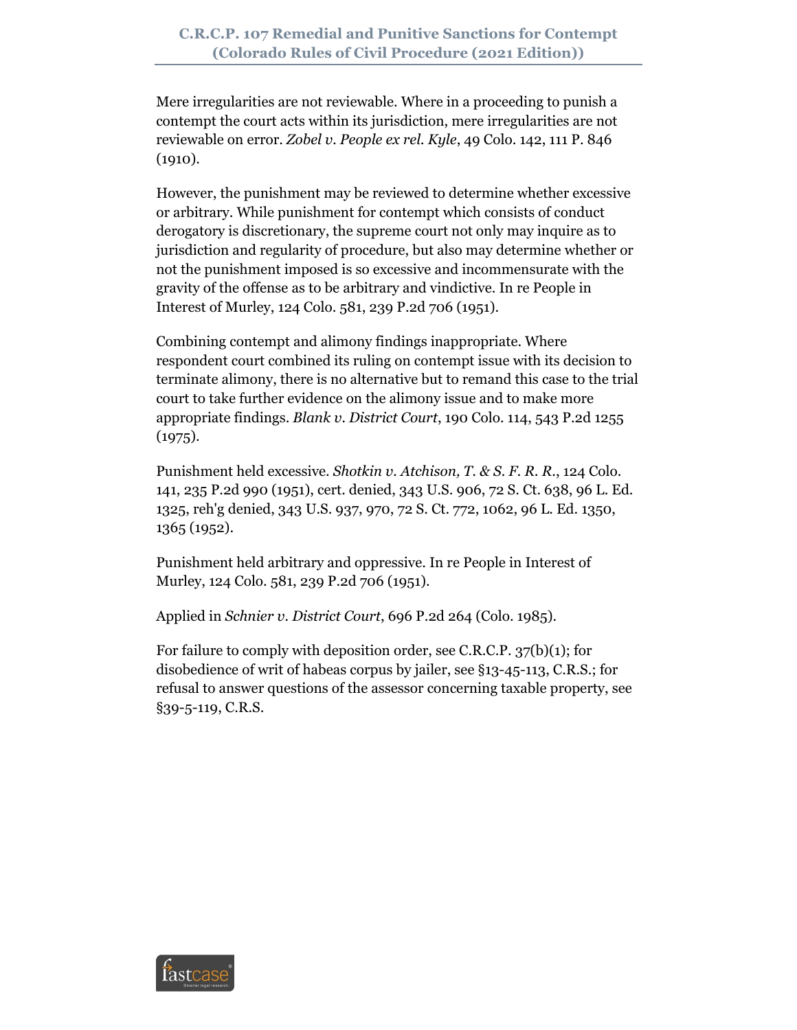Mere irregularities are not reviewable. Where in a proceeding to punish a contempt the court acts within its jurisdiction, mere irregularities are not reviewable on error. *Zobel v. People ex rel. Kyle*, 49 Colo. 142, 111 P. 846 (1910).

However, the punishment may be reviewed to determine whether excessive or arbitrary. While punishment for contempt which consists of conduct derogatory is discretionary, the supreme court not only may inquire as to jurisdiction and regularity of procedure, but also may determine whether or not the punishment imposed is so excessive and incommensurate with the gravity of the offense as to be arbitrary and vindictive. In re People in Interest of Murley, 124 Colo. 581, 239 P.2d 706 (1951).

Combining contempt and alimony findings inappropriate. Where respondent court combined its ruling on contempt issue with its decision to terminate alimony, there is no alternative but to remand this case to the trial court to take further evidence on the alimony issue and to make more appropriate findings. *Blank v. District Court*, 190 Colo. 114, 543 P.2d 1255 (1975).

Punishment held excessive. *Shotkin v. Atchison, T. & S. F. R. R.*, 124 Colo. 141, 235 P.2d 990 (1951), cert. denied, 343 U.S. 906, 72 S. Ct. 638, 96 L. Ed. 1325, reh'g denied, 343 U.S. 937, 970, 72 S. Ct. 772, 1062, 96 L. Ed. 1350, 1365 (1952).

Punishment held arbitrary and oppressive. In re People in Interest of Murley, 124 Colo. 581, 239 P.2d 706 (1951).

Applied in *Schnier v. District Court*, 696 P.2d 264 (Colo. 1985).

For failure to comply with deposition order, see C.R.C.P. 37(b)(1); for disobedience of writ of habeas corpus by jailer, see §13-45-113, C.R.S.; for refusal to answer questions of the assessor concerning taxable property, see §39-5-119, C.R.S.